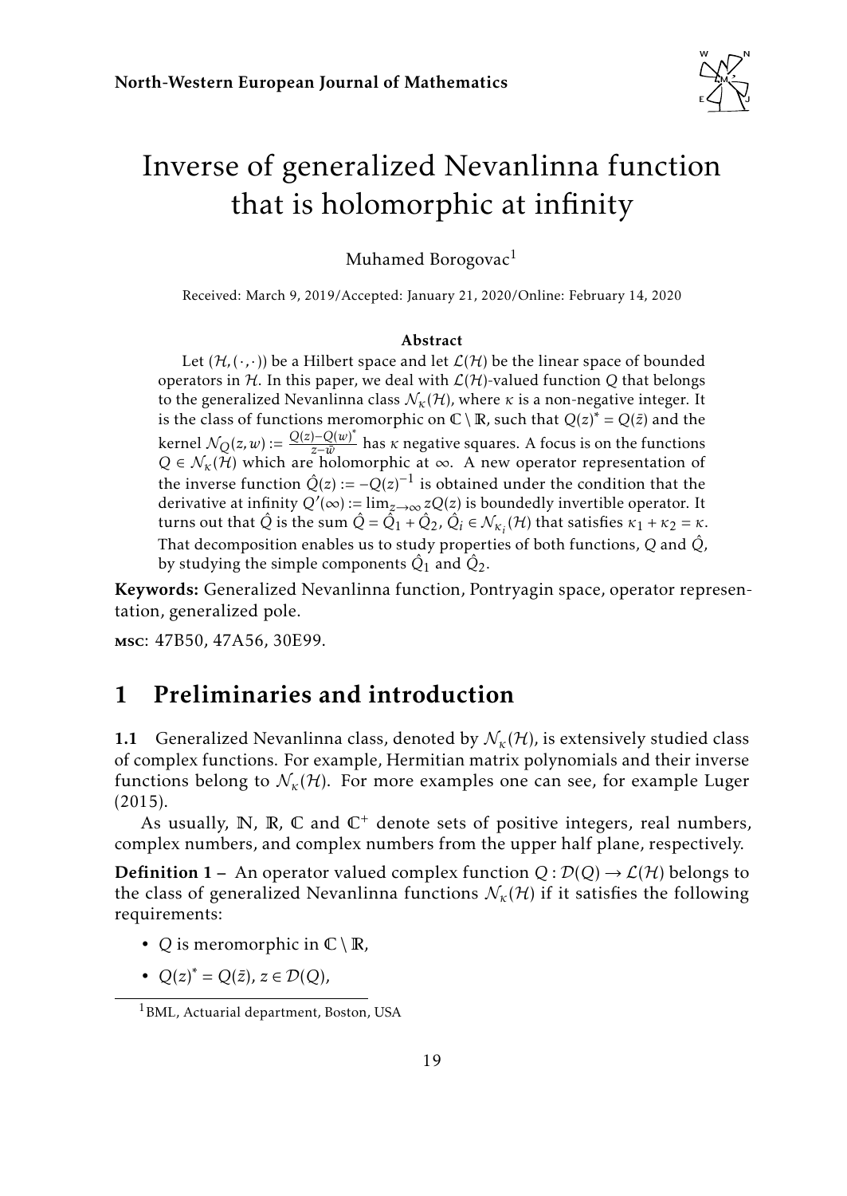# Inverse of generalized Nevanlinna function that is holomorphic at infinity

Muhamed Borogovac[1]

Received: March 9, 2019/Accepted: January 21, 2020/Online: February 14, 2020

### Abstract

Let $(\mathcal{H}, (\cdot,\cdot))$ be a Hilbert space and let $\mathcal{L}(\mathcal{H})$ be the linear space of bounded operators in $\mathcal{H}$. In this paper, we deal with $\mathcal{L}(\mathcal{H})$-valued function $Q$ that belongs to the generalized Nevanlinna class $\mathcal{N}_\kappa(\mathcal{H})$, where $\kappa$ is a non-negative integer. It is the class of functions meromorphic on $\mathbb{C} \setminus \mathbb{R}$, such that $Q(z)^* = Q(\bar{z})$ and the kernel $\mathcal{N}_Q(z,w) := \frac{Q(z)-Q(w)^*}{z-\bar{w}}$ has $\kappa$ negative squares. A focus is on the functions $Q \in \mathcal{N}_\kappa(\mathcal{H})$ which are holomorphic at $\infty$. A new operator representation of the inverse function $\hat{Q}(z) := -Q(z)^{-1}$ is obtained under the condition that the derivative at infinity $Q'(\infty) := \lim_{z\to\infty} zQ(z)$ is boundedly invertible operator. It turns out that $\hat{Q}$ is the sum $\hat{Q} = \hat{Q}_1 + \hat{Q}_2$, $\hat{Q}_i \in \mathcal{N}_{\kappa_i}(\mathcal{H})$ that satisfies $\kappa_1 + \kappa_2 = \kappa$. That decomposition enables us to study properties of both functions, $Q$ and $\hat{Q}$, by studying the simple components $\hat{Q}_1$ and $\hat{Q}_2$.

**Keywords:** Generalized Nevanlinna function, Pontryagin space, operator representation, generalized pole.

**MSC**: 47B50, 47A56, 30E99.

## 1 Preliminaries and introduction

**1.1** Generalized Nevanlinna class, denoted by $\mathcal{N}_\kappa(\mathcal{H})$, is extensively studied class of complex functions. For example, Hermitian matrix polynomials and their inverse functions belong to $\mathcal{N}_\kappa(\mathcal{H})$. For more examples one can see, for example Luger (2015).

As usually, $\mathbb{N}$, $\mathbb{R}$, $\mathbb{C}$ and $\mathbb{C}^+$ denote sets of positive integers, real numbers, complex numbers, and complex numbers from the upper half plane, respectively.

**Definition 1 –** An operator valued complex function $Q : \mathcal{D}(Q) \to \mathcal{L}(\mathcal{H})$ belongs to the class of generalized Nevanlinna functions $\mathcal{N}_\kappa(\mathcal{H})$ if it satisfies the following requirements:

- $Q$ is meromorphic in $\mathbb{C} \setminus \mathbb{R}$,
- $Q(z)^* = Q(\bar{z})$, $z \in \mathcal{D}(Q)$,

[1] BML, Actuarial department, Boston, USA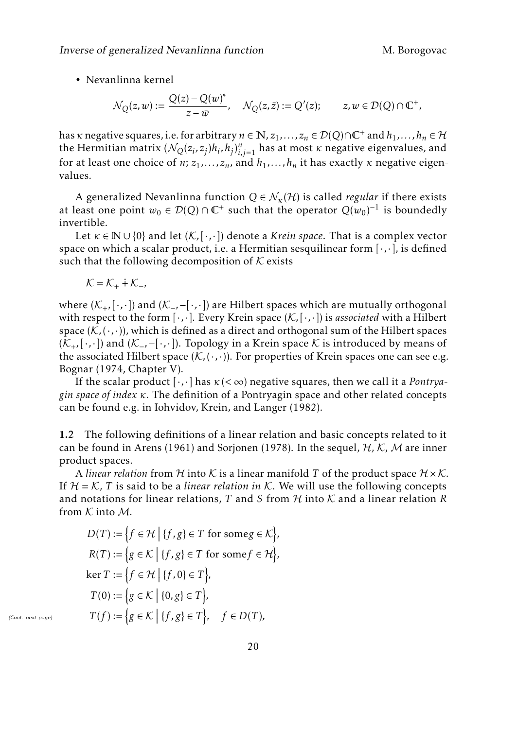- Nevanlinna kernel

$$\mathcal{N}_Q(z,w) := \frac{Q(z) - Q(w)^*}{z - \bar{w}}, \quad \mathcal{N}_Q(z,\bar{z}) := Q'(z); \qquad z, w \in \mathcal{D}(Q) \cap \mathbb{C}^+,$$

has $\kappa$ negative squares, i.e. for arbitrary $n \in \mathbb{N}$, $z_1, \ldots, z_n \in \mathcal{D}(Q) \cap \mathbb{C}^+$ and $h_1, \ldots, h_n \in \mathcal{H}$ the Hermitian matrix $(\mathcal{N}_Q(z_i, z_j)h_i, h_j)_{i,j=1}^n$ has at most $\kappa$ negative eigenvalues, and for at least one choice of $n$; $z_1, \ldots, z_n$, and $h_1, \ldots, h_n$ it has exactly $\kappa$ negative eigenvalues.

A generalized Nevanlinna function $Q \in \mathcal{N}_\kappa(\mathcal{H})$ is called *regular* if there exists at least one point $w_0 \in \mathcal{D}(Q) \cap \mathbb{C}^+$ such that the operator $Q(w_0)^{-1}$ is boundedly invertible.

Let $\kappa \in \mathbb{N} \cup \{0\}$ and let $(\mathcal{K}, [\cdot,\cdot])$ denote a *Krein space*. That is a complex vector space on which a scalar product, i.e. a Hermitian sesquilinear form $[\cdot,\cdot]$, is defined such that the following decomposition of $\mathcal{K}$ exists

$$\mathcal{K} = \mathcal{K}_+ \dot{+} \mathcal{K}_-,$$

where $(\mathcal{K}_+, [\cdot,\cdot])$ and $(\mathcal{K}_-, -[\cdot,\cdot])$ are Hilbert spaces which are mutually orthogonal with respect to the form $[\cdot,\cdot]$. Every Krein space $(\mathcal{K}, [\cdot,\cdot])$ is *associated* with a Hilbert space $(\mathcal{K}, (\cdot,\cdot))$, which is defined as a direct and orthogonal sum of the Hilbert spaces $(\mathcal{K}_+, [\cdot,\cdot])$ and $(\mathcal{K}_-, -[\cdot,\cdot])$. Topology in a Krein space $\mathcal{K}$ is introduced by means of the associated Hilbert space $(\mathcal{K}, (\cdot,\cdot))$. For properties of Krein spaces one can see e.g. Bognar (1974, Chapter V).

If the scalar product $[\cdot,\cdot]$ has $\kappa (< \infty)$ negative squares, then we call it a *Pontryagin space of index* $\kappa$. The definition of a Pontryagin space and other related concepts can be found e.g. in Iohvidov, Krein, and Langer (1982).

**1.2** The following definitions of a linear relation and basic concepts related to it can be found in Arens (1961) and Sorjonen (1978). In the sequel, $\mathcal{H}$, $\mathcal{K}$, $\mathcal{M}$ are inner product spaces.

A *linear relation* from $\mathcal{H}$ into $\mathcal{K}$ is a linear manifold $T$ of the product space $\mathcal{H} \times \mathcal{K}$. If $\mathcal{H} = \mathcal{K}$, $T$ is said to be a *linear relation in* $\mathcal{K}$. We will use the following concepts and notations for linear relations, $T$ and $S$ from $\mathcal{H}$ into $\mathcal{K}$ and a linear relation $R$ from $\mathcal{K}$ into $\mathcal{M}$.

$$D(T) := \left\{ f \in \mathcal{H} \;\middle|\; \{f, g\} \in T \text{ for some } g \in \mathcal{K} \right\},$$

$$R(T) := \left\{ g \in \mathcal{K} \;\middle|\; \{f, g\} \in T \text{ for some } f \in \mathcal{H} \right\},$$

$$\ker T := \left\{ f \in \mathcal{H} \;\middle|\; \{f, 0\} \in T \right\},$$

$$T(0) := \left\{ g \in \mathcal{K} \;\middle|\; \{0, g\} \in T \right\},$$

$$T(f) := \left\{ g \in \mathcal{K} \;\middle|\; \{f, g\} \in T \right\}, \quad f \in D(T),$$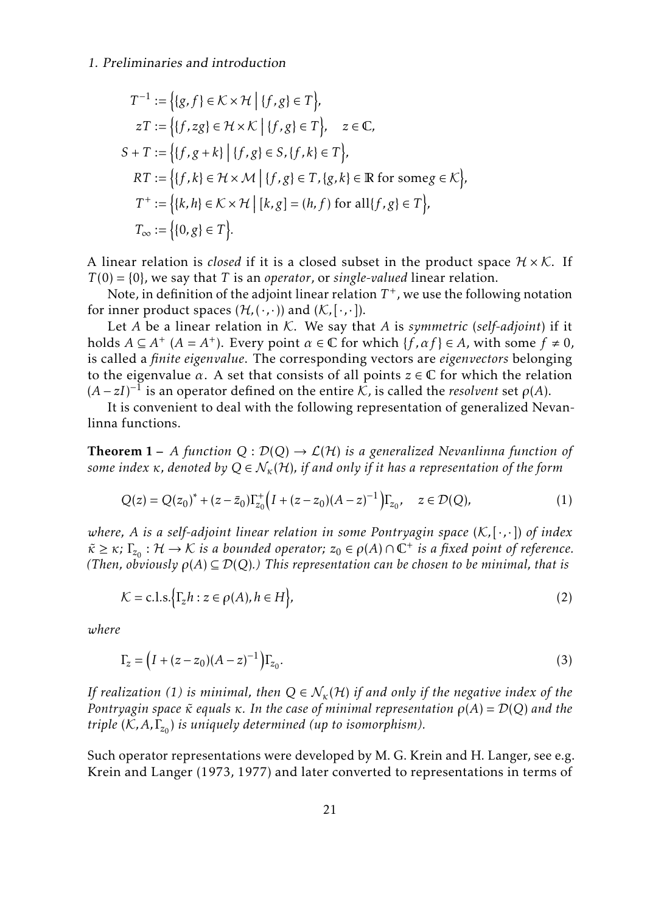$$T^{-1} := \Big\{\{g, f\} \in \mathcal{K} \times \mathcal{H} \;\Big|\; \{f, g\} \in T\Big\},$$

$$zT := \Big\{\{f, zg\} \in \mathcal{H} \times \mathcal{K} \;\Big|\; \{f, g\} \in T\Big\}, \quad z \in \mathbb{C},$$

$$S + T := \Big\{\{f, g + k\} \;\Big|\; \{f, g\} \in S, \{f, k\} \in T\Big\},$$

$$RT := \Big\{\{f, k\} \in \mathcal{H} \times \mathcal{M} \;\Big|\; \{f, g\} \in T, \{g, k\} \in \mathbb{R} \text{ for some} g \in \mathcal{K}\Big\},$$

$$T^{+} := \Big\{\{k, h\} \in \mathcal{K} \times \mathcal{H} \;\Big|\; [k, g] = (h, f) \text{ for all} \{f, g\} \in T\Big\},$$

$$T_{\infty} := \Big\{\{0, g\} \in T\Big\}.$$

A linear relation is *closed* if it is a closed subset in the product space $\mathcal{H} \times \mathcal{K}$. If $T(0) = \{0\}$, we say that $T$ is an *operator*, or *single-valued* linear relation.

Note, in definition of the adjoint linear relation $T^{+}$, we use the following notation for inner product spaces $(\mathcal{H}, (\cdot,\cdot))$ and $(\mathcal{K}, [\cdot,\cdot])$.

Let $A$ be a linear relation in $\mathcal{K}$. We say that $A$ is *symmetric* (*self-adjoint*) if it holds $A \subseteq A^{+}$ ($A = A^{+}$). Every point $\alpha \in \mathbb{C}$ for which $\{f, \alpha f\} \in A$, with some $f \neq 0$, is called a *finite eigenvalue*. The corresponding vectors are *eigenvectors* belonging to the eigenvalue $\alpha$. A set that consists of all points $z \in \mathbb{C}$ for which the relation $(A - zI)^{-1}$ is an operator defined on the entire $\mathcal{K}$, is called the *resolvent* set $\rho(A)$.

It is convenient to deal with the following representation of generalized Nevanlinna functions.

**Theorem 1 –** *A function $Q : \mathcal{D}(Q) \to \mathcal{L}(\mathcal{H})$ is a generalized Nevanlinna function of some index $\kappa$, denoted by $Q \in \mathcal{N}_{\kappa}(\mathcal{H})$, if and only if it has a representation of the form*

$$Q(z) = Q(z_0)^{*} + (z - \bar{z}_0)\Gamma_{z_0}^{+}\Big(I + (z - z_0)(A - z)^{-1}\Big)\Gamma_{z_0}, \quad z \in \mathcal{D}(Q), \tag{1}$$

*where, $A$ is a self-adjoint linear relation in some Pontryagin space $(\mathcal{K}, [\cdot,\cdot])$ of index $\tilde{\kappa} \geq \kappa$; $\Gamma_{z_0} : \mathcal{H} \to \mathcal{K}$ is a bounded operator; $z_0 \in \rho(A) \cap \mathbb{C}^{+}$ is a fixed point of reference. (Then, obviously $\rho(A) \subseteq \mathcal{D}(Q)$.) This representation can be chosen to be minimal, that is*

$$\mathcal{K} = \text{c.l.s.}\Big\{\Gamma_z h : z \in \rho(A), h \in H\Big\}, \tag{2}$$

*where*

$$\Gamma_z = \Big(I + (z - z_0)(A - z)^{-1}\Big)\Gamma_{z_0}. \tag{3}$$

*If realization (1) is minimal, then $Q \in \mathcal{N}_{\kappa}(\mathcal{H})$ if and only if the negative index of the Pontryagin space $\tilde{\kappa}$ equals $\kappa$. In the case of minimal representation $\rho(A) = \mathcal{D}(Q)$ and the triple $(\mathcal{K}, A, \Gamma_{z_0})$ is uniquely determined (up to isomorphism).*

Such operator representations were developed by M. G. Krein and H. Langer, see e.g. Krein and Langer (1973, 1977) and later converted to representations in terms of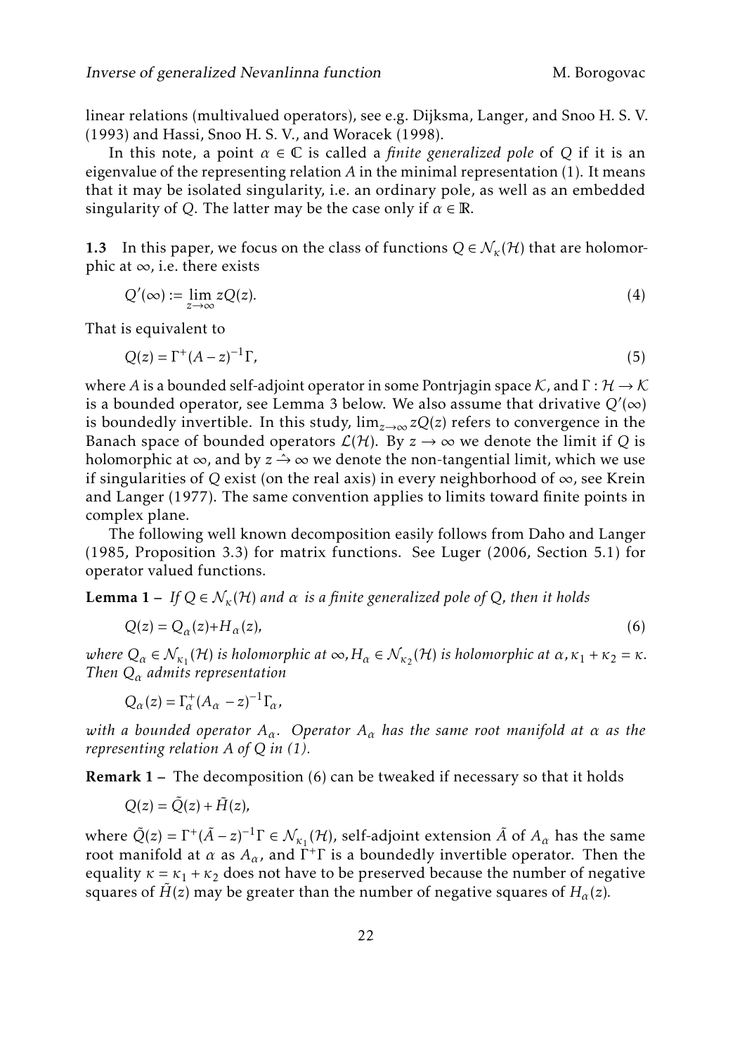linear relations (multivalued operators), see e.g. Dijksma, Langer, and Snoo H. S. V. (1993) and Hassi, Snoo H. S. V., and Woracek (1998).

In this note, a point $\alpha \in \mathbb{C}$ is called a *finite generalized pole* of $Q$ if it is an eigenvalue of the representing relation $A$ in the minimal representation (1). It means that it may be isolated singularity, i.e. an ordinary pole, as well as an embedded singularity of $Q$. The latter may be the case only if $\alpha \in \mathbb{R}$.

**1.3** In this paper, we focus on the class of functions $Q \in \mathcal{N}_\kappa(\mathcal{H})$ that are holomorphic at $\infty$, i.e. there exists

$$Q'(\infty) := \lim_{z \to \infty} zQ(z). \tag{4}$$

That is equivalent to

$$Q(z) = \Gamma^+(A - z)^{-1}\Gamma, \tag{5}$$

where $A$ is a bounded self-adjoint operator in some Pontrjagin space $\mathcal{K}$, and $\Gamma : \mathcal{H} \to \mathcal{K}$ is a bounded operator, see Lemma 3 below. We also assume that drivative $Q'(\infty)$ is boundedly invertible. In this study, $\lim_{z\to\infty} zQ(z)$ refers to convergence in the Banach space of bounded operators $\mathcal{L}(\mathcal{H})$. By $z \to \infty$ we denote the limit if $Q$ is holomorphic at $\infty$, and by $z \hat{\to} \infty$ we denote the non-tangential limit, which we use if singularities of $Q$ exist (on the real axis) in every neighborhood of $\infty$, see Krein and Langer (1977). The same convention applies to limits toward finite points in complex plane.

The following well known decomposition easily follows from Daho and Langer (1985, Proposition 3.3) for matrix functions. See Luger (2006, Section 5.1) for operator valued functions.

**Lemma 1 –** *If $Q \in \mathcal{N}_\kappa(\mathcal{H})$ and $\alpha$ is a finite generalized pole of $Q$, then it holds*

$$Q(z) = Q_\alpha(z) + H_\alpha(z), \tag{6}$$

*where $Q_\alpha \in \mathcal{N}_{\kappa_1}(\mathcal{H})$ is holomorphic at $\infty$, $H_\alpha \in \mathcal{N}_{\kappa_2}(\mathcal{H})$ is holomorphic at $\alpha$, $\kappa_1 + \kappa_2 = \kappa$. Then $Q_\alpha$ admits representation*

$$Q_\alpha(z) = \Gamma_\alpha^+(A_\alpha - z)^{-1}\Gamma_\alpha,$$

*with a bounded operator $A_\alpha$. Operator $A_\alpha$ has the same root manifold at $\alpha$ as the representing relation $A$ of $Q$ in (1).*

**Remark 1 –** The decomposition (6) can be tweaked if necessary so that it holds

$$Q(z) = \tilde{Q}(z) + \tilde{H}(z),$$

where $\tilde{Q}(z) = \Gamma^+(\tilde{A} - z)^{-1}\Gamma \in \mathcal{N}_{\kappa_1}(\mathcal{H})$, self-adjoint extension $\tilde{A}$ of $A_\alpha$ has the same root manifold at $\alpha$ as $A_\alpha$, and $\Gamma^+\Gamma$ is a boundedly invertible operator. Then the equality $\kappa = \kappa_1 + \kappa_2$ does not have to be preserved because the number of negative squares of $\tilde{H}(z)$ may be greater than the number of negative squares of $H_\alpha(z)$.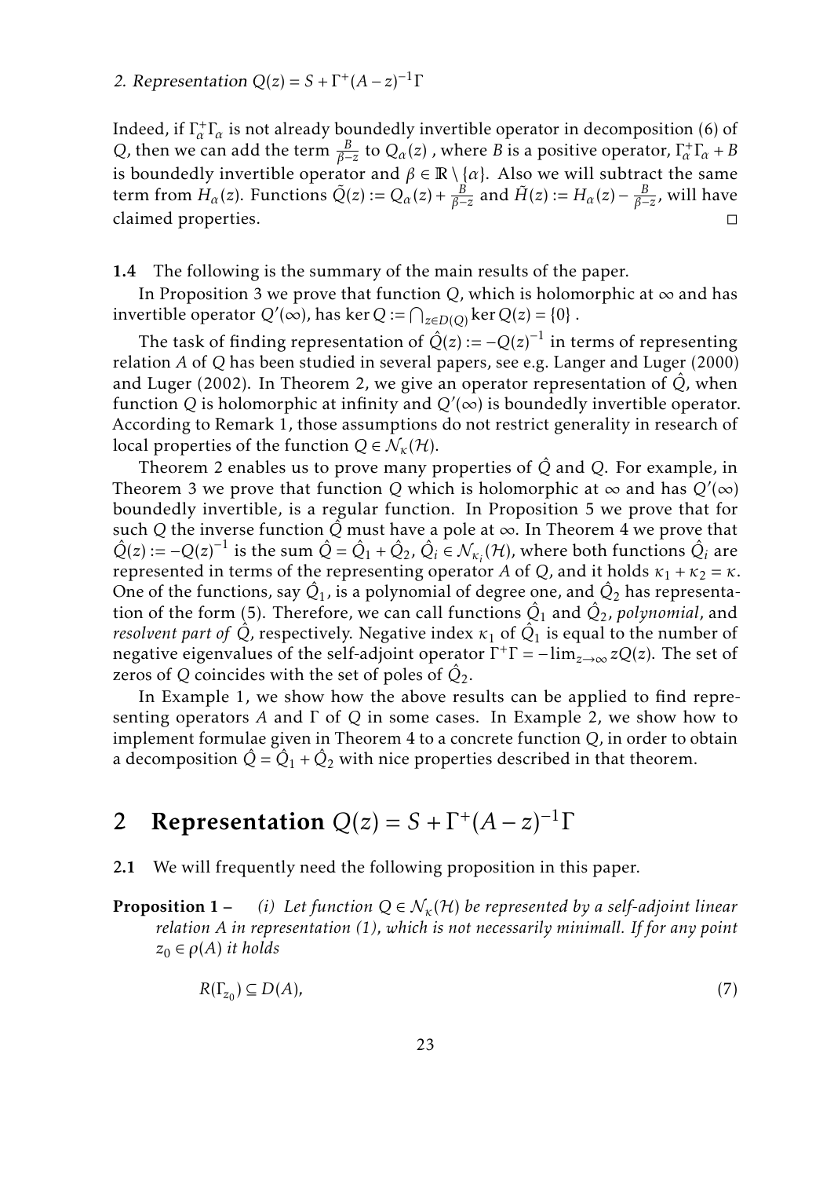Indeed, if $\Gamma_\alpha^+\Gamma_\alpha$ is not already boundedly invertible operator in decomposition (6) of $Q$, then we can add the term $\frac{B}{\beta - z}$ to $Q_\alpha(z)$ , where $B$ is a positive operator, $\Gamma_\alpha^+\Gamma_\alpha + B$ is boundedly invertible operator and $\beta \in \mathbb{R} \setminus \{\alpha\}$. Also we will subtract the same term from $H_\alpha(z)$. Functions $\tilde{Q}(z) := Q_\alpha(z) + \frac{B}{\beta - z}$ and $\tilde{H}(z) := H_\alpha(z) - \frac{B}{\beta - z}$, will have claimed properties. □

**1.4** The following is the summary of the main results of the paper.

In Proposition 3 we prove that function $Q$, which is holomorphic at $\infty$ and has invertible operator $Q'(\infty)$, has $\ker Q := \bigcap_{z \in D(Q)} \ker Q(z) = \{0\}$ .

The task of finding representation of $\hat{Q}(z) := -Q(z)^{-1}$ in terms of representing relation $A$ of $Q$ has been studied in several papers, see e.g. Langer and Luger (2000) and Luger (2002). In Theorem 2, we give an operator representation of $\hat{Q}$, when function $Q$ is holomorphic at infinity and $Q'(\infty)$ is boundedly invertible operator. According to Remark 1, those assumptions do not restrict generality in research of local properties of the function $Q \in \mathcal{N}_\kappa(\mathcal{H})$.

Theorem 2 enables us to prove many properties of $\hat{Q}$ and $Q$. For example, in Theorem 3 we prove that function $Q$ which is holomorphic at $\infty$ and has $Q'(\infty)$ boundedly invertible, is a regular function. In Proposition 5 we prove that for such $Q$ the inverse function $\hat{Q}$ must have a pole at $\infty$. In Theorem 4 we prove that $\hat{Q}(z) := -Q(z)^{-1}$ is the sum $\hat{Q} = \hat{Q}_1 + \hat{Q}_2$, $\hat{Q}_i \in \mathcal{N}_{\kappa_i}(\mathcal{H})$, where both functions $\hat{Q}_i$ are represented in terms of the representing operator $A$ of $Q$, and it holds $\kappa_1 + \kappa_2 = \kappa$. One of the functions, say $\hat{Q}_1$, is a polynomial of degree one, and $\hat{Q}_2$ has representation of the form (5). Therefore, we can call functions $\hat{Q}_1$ and $\hat{Q}_2$, *polynomial*, and *resolvent part of* $\hat{Q}$, respectively. Negative index $\kappa_1$ of $\hat{Q}_1$ is equal to the number of negative eigenvalues of the self-adjoint operator $\Gamma^+\Gamma = -\lim_{z\to\infty} zQ(z)$. The set of zeros of $Q$ coincides with the set of poles of $\hat{Q}_2$.

In Example 1, we show how the above results can be applied to find representing operators $A$ and $\Gamma$ of $Q$ in some cases. In Example 2, we show how to implement formulae given in Theorem 4 to a concrete function $Q$, in order to obtain a decomposition $\hat{Q} = \hat{Q}_1 + \hat{Q}_2$ with nice properties described in that theorem.

## 2 Representation $Q(z) = S + \Gamma^+(A - z)^{-1}\Gamma$

**2.1** We will frequently need the following proposition in this paper.

**Proposition 1 –** *(i) Let function $Q \in \mathcal{N}_\kappa(\mathcal{H})$ be represented by a self-adjoint linear relation $A$ in representation (1), which is not necessarily minimall. If for any point $z_0 \in \rho(A)$ it holds*

$$R(\Gamma_{z_0}) \subseteq D(A), \tag{7}$$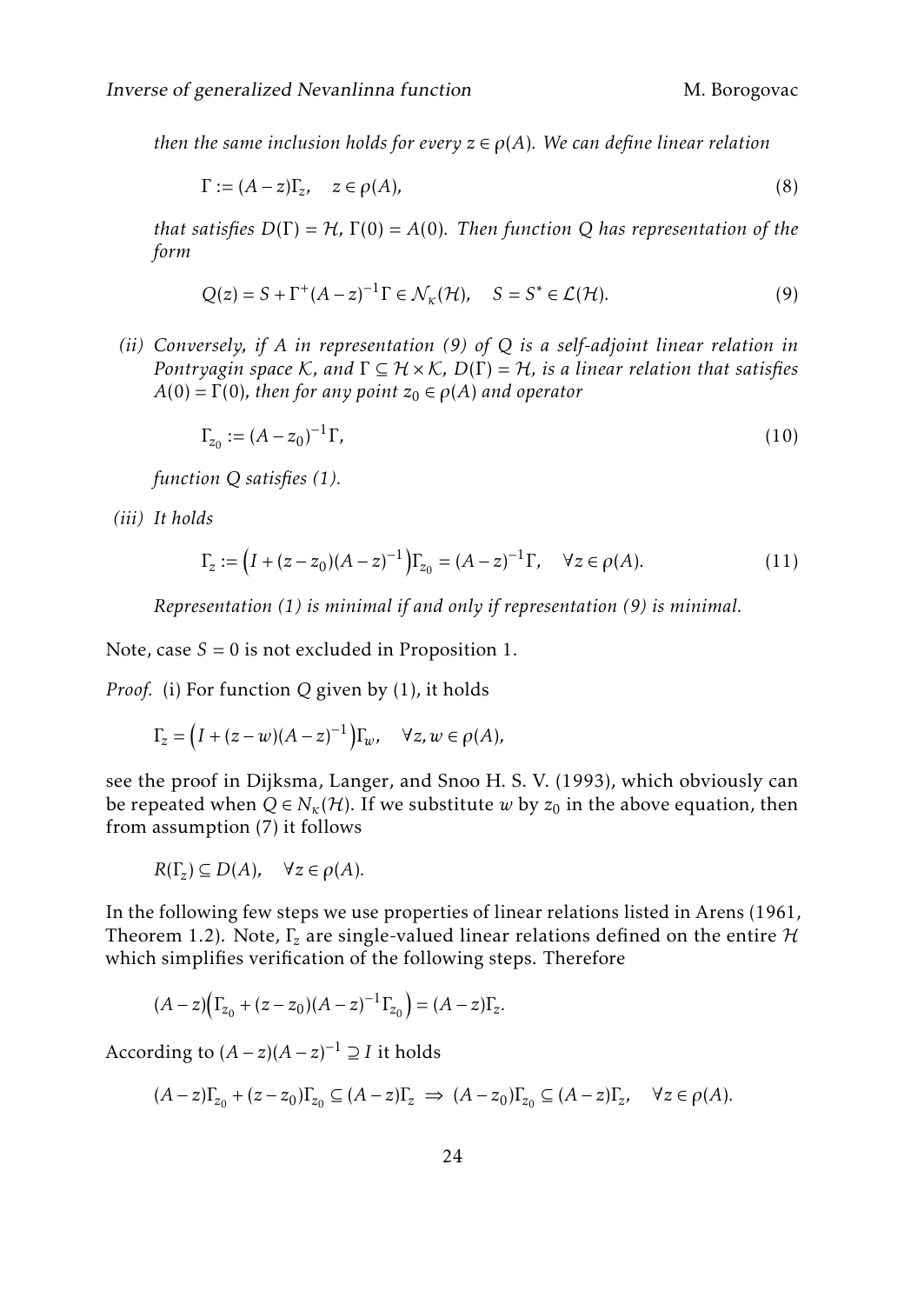*then the same inclusion holds for every $z \in \rho(A)$. We can define linear relation*

$$\Gamma := (A - z)\Gamma_z, \quad z \in \rho(A), \tag{8}$$

*that satisfies $D(\Gamma) = \mathcal{H}$, $\Gamma(0) = A(0)$. Then function $Q$ has representation of the form*

$$Q(z) = S + \Gamma^{+}(A - z)^{-1}\Gamma \in \mathcal{N}_{\kappa}(\mathcal{H}), \quad S = S^{*} \in \mathcal{L}(\mathcal{H}). \tag{9}$$

*(ii) Conversely, if $A$ in representation (9) of $Q$ is a self-adjoint linear relation in Pontryagin space $\mathcal{K}$, and $\Gamma \subseteq \mathcal{H} \times \mathcal{K}$, $D(\Gamma) = \mathcal{H}$, is a linear relation that satisfies $A(0) = \Gamma(0)$, then for any point $z_0 \in \rho(A)$ and operator*

$$\Gamma_{z_0} := (A - z_0)^{-1}\Gamma, \tag{10}$$

*function $Q$ satisfies (1).*

*(iii) It holds*

$$\Gamma_z := \left(I + (z - z_0)(A - z)^{-1}\right)\Gamma_{z_0} = (A - z)^{-1}\Gamma, \quad \forall z \in \rho(A). \tag{11}$$

*Representation (1) is minimal if and only if representation (9) is minimal.*

Note, case $S = 0$ is not excluded in Proposition 1.

*Proof.* (i) For function $Q$ given by (1), it holds

$$\Gamma_z = \left(I + (z - w)(A - z)^{-1}\right)\Gamma_w, \quad \forall z, w \in \rho(A),$$

see the proof in Dijksma, Langer, and Snoo H. S. V. (1993), which obviously can be repeated when $Q \in N_{\kappa}(\mathcal{H})$. If we substitute $w$ by $z_0$ in the above equation, then from assumption (7) it follows

$$R(\Gamma_z) \subseteq D(A), \quad \forall z \in \rho(A).$$

In the following few steps we use properties of linear relations listed in Arens (1961, Theorem 1.2). Note, $\Gamma_z$ are single-valued linear relations defined on the entire $\mathcal{H}$ which simplifies verification of the following steps. Therefore

$$(A - z)\left(\Gamma_{z_0} + (z - z_0)(A - z)^{-1}\Gamma_{z_0}\right) = (A - z)\Gamma_z.$$

According to $(A - z)(A - z)^{-1} \supseteq I$ it holds

$$(A - z)\Gamma_{z_0} + (z - z_0)\Gamma_{z_0} \subseteq (A - z)\Gamma_z \;\Rightarrow\; (A - z_0)\Gamma_{z_0} \subseteq (A - z)\Gamma_z, \quad \forall z \in \rho(A).$$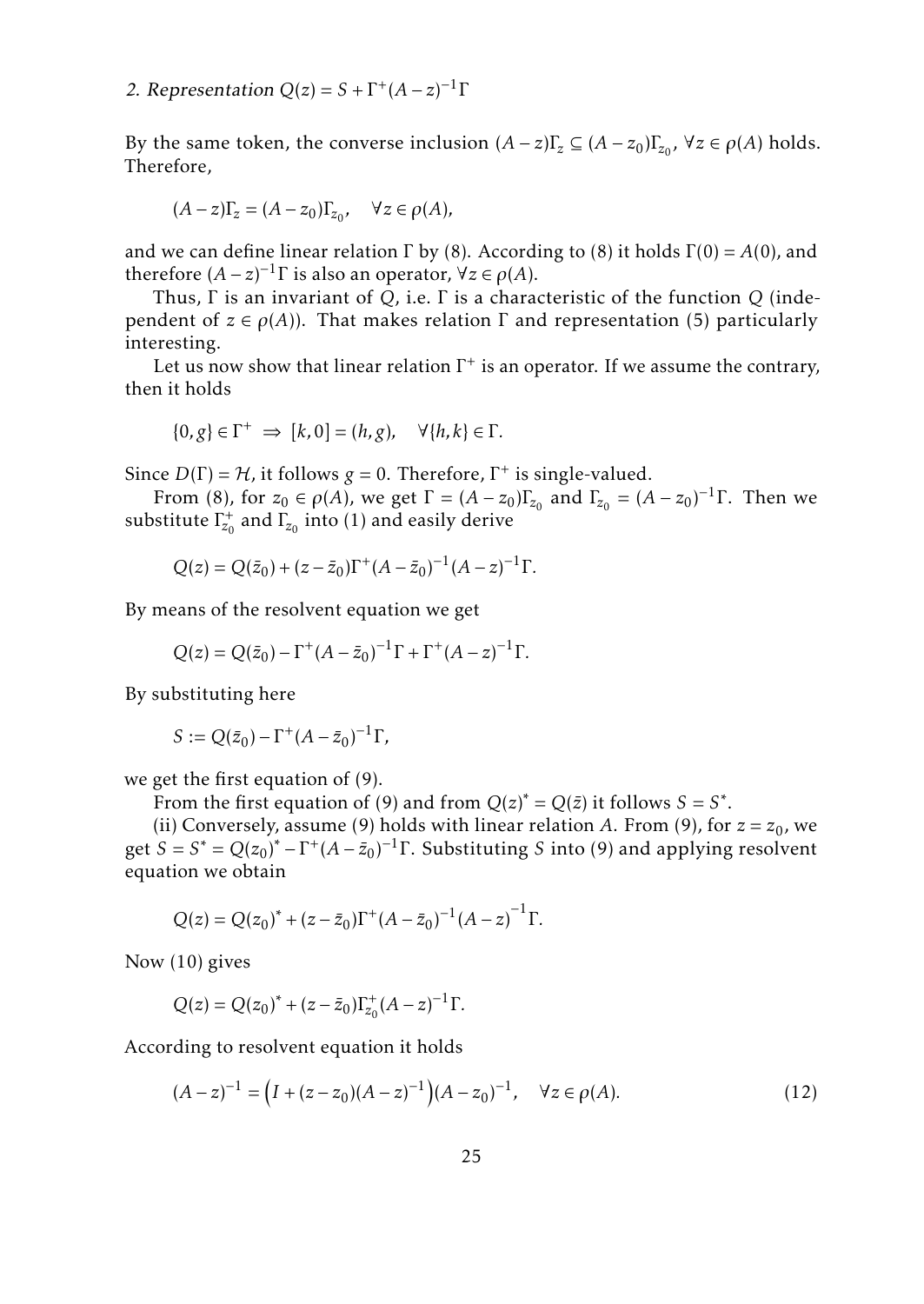*2. Representation $Q(z) = S + \Gamma^+(A-z)^{-1}\Gamma$*

By the same token, the converse inclusion $(A-z)\Gamma_z \subseteq (A-z_0)\Gamma_{z_0}$, $\forall z \in \rho(A)$ holds. Therefore,

$$(A-z)\Gamma_z = (A-z_0)\Gamma_{z_0}, \quad \forall z \in \rho(A),$$

and we can define linear relation $\Gamma$ by (8). According to (8) it holds $\Gamma(0) = A(0)$, and therefore $(A-z)^{-1}\Gamma$ is also an operator, $\forall z \in \rho(A)$.

Thus, $\Gamma$ is an invariant of $Q$, i.e. $\Gamma$ is a characteristic of the function $Q$ (independent of $z \in \rho(A)$). That makes relation $\Gamma$ and representation (5) particularly interesting.

Let us now show that linear relation $\Gamma^+$ is an operator. If we assume the contrary, then it holds

$$\{0, g\} \in \Gamma^+ \;\Rightarrow\; [k, 0] = (h, g), \quad \forall \{h, k\} \in \Gamma.$$

Since $D(\Gamma) = \mathcal{H}$, it follows $g = 0$. Therefore, $\Gamma^+$ is single-valued.

From (8), for $z_0 \in \rho(A)$, we get $\Gamma = (A-z_0)\Gamma_{z_0}$ and $\Gamma_{z_0} = (A-z_0)^{-1}\Gamma$. Then we substitute $\Gamma_{z_0}^+$ and $\Gamma_{z_0}$ into (1) and easily derive

$$Q(z) = Q(\bar{z}_0) + (z - \bar{z}_0)\Gamma^+(A-\bar{z}_0)^{-1}(A-z)^{-1}\Gamma.$$

By means of the resolvent equation we get

$$Q(z) = Q(\bar{z}_0) - \Gamma^+(A-\bar{z}_0)^{-1}\Gamma + \Gamma^+(A-z)^{-1}\Gamma.$$

By substituting here

$$S := Q(\bar{z}_0) - \Gamma^+(A-\bar{z}_0)^{-1}\Gamma,$$

we get the first equation of (9).

From the first equation of (9) and from $Q(z)^* = Q(\bar{z})$ it follows $S = S^*$.

(ii) Conversely, assume (9) holds with linear relation $A$. From (9), for $z = z_0$, we get $S = S^* = Q(z_0)^* - \Gamma^+(A-\bar{z}_0)^{-1}\Gamma$. Substituting $S$ into (9) and applying resolvent equation we obtain

$$Q(z) = Q(z_0)^* + (z - \bar{z}_0)\Gamma^+(A-\bar{z}_0)^{-1}(A-z)^{-1}\Gamma.$$

Now (10) gives

$$Q(z) = Q(z_0)^* + (z - \bar{z}_0)\Gamma_{z_0}^+(A-z)^{-1}\Gamma.$$

According to resolvent equation it holds

$$(A-z)^{-1} = \left(I + (z - z_0)(A-z)^{-1}\right)(A-z_0)^{-1}, \quad \forall z \in \rho(A). \tag{12}$$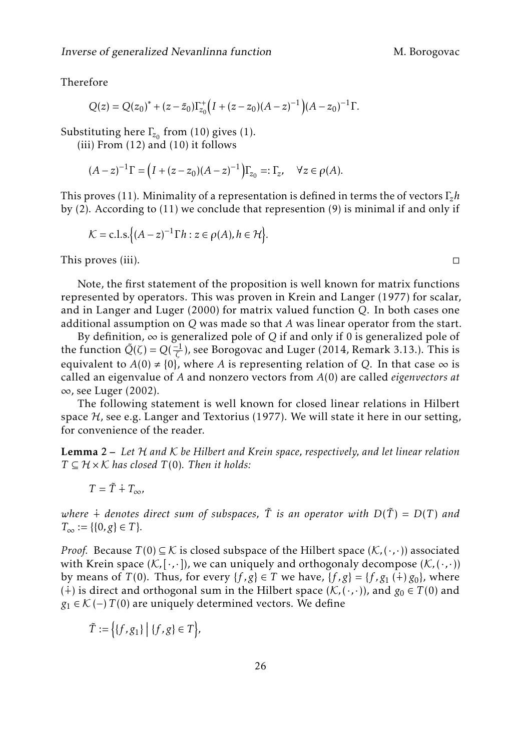Therefore

$$Q(z) = Q(z_0)^* + (z - \bar{z}_0)\Gamma_{z_0}^+\Big(I + (z - z_0)(A - z)^{-1}\Big)(A - z_0)^{-1}\Gamma.$$

Substituting here $\Gamma_{z_0}$ from (10) gives (1).

(iii) From (12) and (10) it follows

$$(A - z)^{-1}\Gamma = \Big(I + (z - z_0)(A - z)^{-1}\Big)\Gamma_{z_0} =: \Gamma_z, \quad \forall z \in \rho(A).$$

This proves (11). Minimality of a representation is defined in terms the of vectors $\Gamma_z h$ by (2). According to (11) we conclude that represention (9) is minimal if and only if

$$\mathcal{K} = \text{c.l.s.}\Big\{(A - z)^{-1}\Gamma h : z \in \rho(A), h \in \mathcal{H}\Big\}.$$

This proves (iii). □

Note, the first statement of the proposition is well known for matrix functions represented by operators. This was proven in Krein and Langer (1977) for scalar, and in Langer and Luger (2000) for matrix valued function $Q$. In both cases one additional assumption on $Q$ was made so that $A$ was linear operator from the start.

By definition, $\infty$ is generalized pole of $Q$ if and only if 0 is generalized pole of the function $\tilde{Q}(\zeta) = Q(\frac{-1}{\zeta})$, see Borogovac and Luger (2014, Remark 3.13.). This is equivalent to $A(0) \neq \{0\}$, where $A$ is representing relation of $Q$. In that case $\infty$ is called an eigenvalue of $A$ and nonzero vectors from $A(0)$ are called *eigenvectors at* $\infty$, see Luger (2002).

The following statement is well known for closed linear relations in Hilbert space $\mathcal{H}$, see e.g. Langer and Textorius (1977). We will state it here in our setting, for convenience of the reader.

**Lemma 2 –** *Let $\mathcal{H}$ and $\mathcal{K}$ be Hilbert and Krein space, respectively, and let linear relation $T \subseteq \mathcal{H} \times \mathcal{K}$ has closed $T(0)$. Then it holds:*

$$T = \tilde{T} \dotplus T_\infty,$$

*where $\dotplus$ denotes direct sum of subspaces, $\tilde{T}$ is an operator with $D(\tilde{T}) = D(T)$ and $T_\infty := \{\{0, g\} \in T\}$.*

*Proof.* Because $T(0) \subseteq \mathcal{K}$ is closed subspace of the Hilbert space $(\mathcal{K}, (\cdot, \cdot))$ associated with Krein space $(\mathcal{K}, [\cdot, \cdot])$, we can uniquely and orthogonaly decompose $(\mathcal{K}, (\cdot, \cdot))$ by means of $T(0)$. Thus, for every $\{f, g\} \in T$ we have, $\{f, g\} = \{f, g_1 \,(\dotplus)\, g_0\}$, where $(\dotplus)$ is direct and orthogonal sum in the Hilbert space $(\mathcal{K}, (\cdot, \cdot))$, and $g_0 \in T(0)$ and $g_1 \in \mathcal{K} \,(-)\, T(0)$ are uniquely determined vectors. We define

$$\tilde{T} := \Big\{\{f, g_1\} \,\Big|\, \{f, g\} \in T\Big\},$$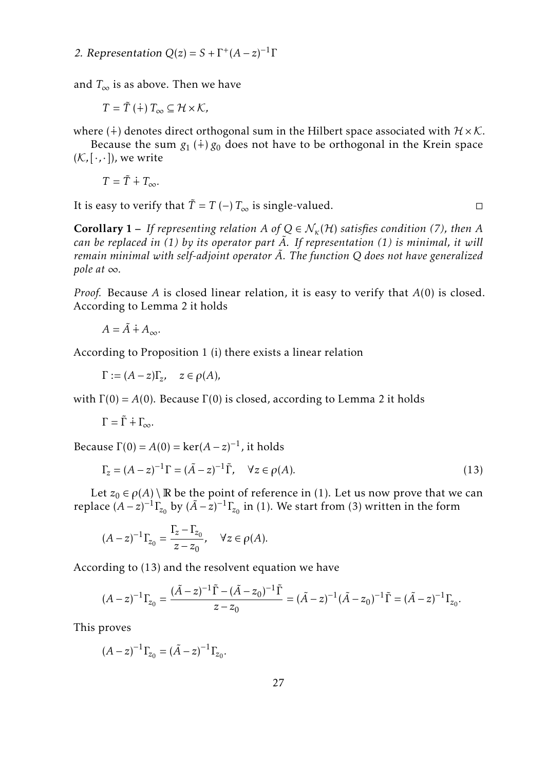and $T_\infty$ is as above. Then we have

$$T = \tilde{T} \, (\dot{+}) \, T_\infty \subseteq \mathcal{H} \times \mathcal{K},$$

where $(\dot{+})$ denotes direct orthogonal sum in the Hilbert space associated with $\mathcal{H} \times \mathcal{K}$.

Because the sum $g_1 \, (\dot{+}) \, g_0$ does not have to be orthogonal in the Krein space $(\mathcal{K}, [\cdot, \cdot])$, we write

$$T = \tilde{T} \dot{+} T_\infty.$$

It is easy to verify that $\tilde{T} = T \, (-) \, T_\infty$ is single-valued. □

**Corollary 1 –** *If representing relation $A$ of $Q \in \mathcal{N}_\kappa(\mathcal{H})$ satisfies condition (7), then $A$ can be replaced in (1) by its operator part $\tilde{A}$. If representation (1) is minimal, it will remain minimal with self-adjoint operator $\tilde{A}$. The function $Q$ does not have generalized pole at $\infty$.*

*Proof.* Because $A$ is closed linear relation, it is easy to verify that $A(0)$ is closed. According to Lemma 2 it holds

$$A = \tilde{A} \dot{+} A_\infty.$$

According to Proposition 1 (i) there exists a linear relation

$$\Gamma := (A - z)\Gamma_z, \quad z \in \rho(A),$$

with $\Gamma(0) = A(0)$. Because $\Gamma(0)$ is closed, according to Lemma 2 it holds

$$\Gamma = \tilde{\Gamma} \dot{+} \Gamma_\infty.$$

Because $\Gamma(0) = A(0) = \ker(A - z)^{-1}$, it holds

$$\Gamma_z = (A - z)^{-1}\Gamma = (\tilde{A} - z)^{-1}\tilde{\Gamma}, \quad \forall z \in \rho(A). \tag{13}$$

Let $z_0 \in \rho(A) \setminus \mathbb{R}$ be the point of reference in (1). Let us now prove that we can replace $(A - z)^{-1}\Gamma_{z_0}$ by $(\tilde{A} - z)^{-1}\Gamma_{z_0}$ in (1). We start from (3) written in the form

$$(A - z)^{-1}\Gamma_{z_0} = \frac{\Gamma_z - \Gamma_{z_0}}{z - z_0}, \quad \forall z \in \rho(A).$$

According to (13) and the resolvent equation we have

$$(A - z)^{-1}\Gamma_{z_0} = \frac{(\tilde{A} - z)^{-1}\tilde{\Gamma} - (\tilde{A} - z_0)^{-1}\tilde{\Gamma}}{z - z_0} = (\tilde{A} - z)^{-1}(\tilde{A} - z_0)^{-1}\tilde{\Gamma} = (\tilde{A} - z)^{-1}\Gamma_{z_0}.$$

This proves

$$(A - z)^{-1}\Gamma_{z_0} = (\tilde{A} - z)^{-1}\Gamma_{z_0}.$$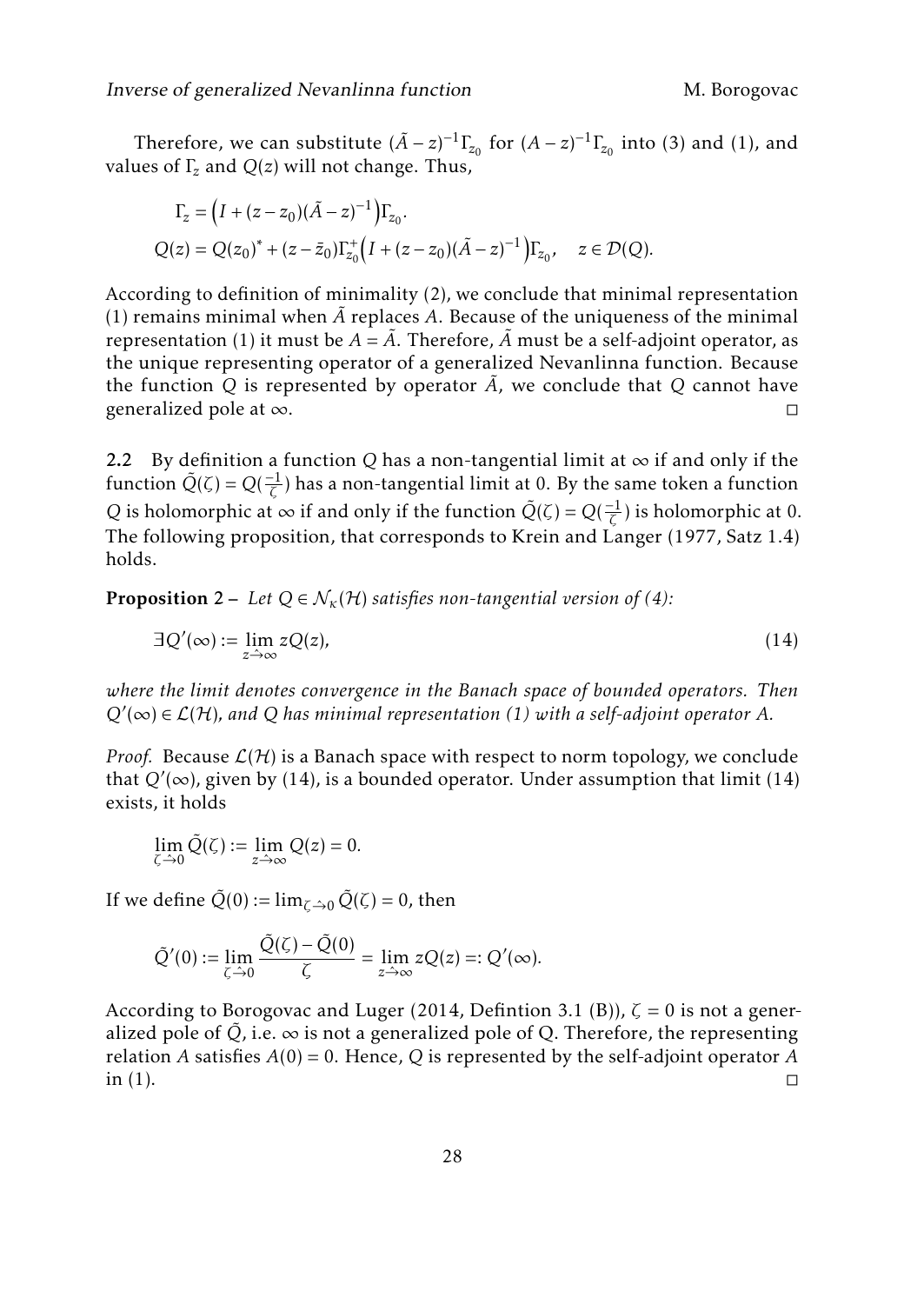Therefore, we can substitute $(\tilde{A} - z)^{-1}\Gamma_{z_0}$ for $(A - z)^{-1}\Gamma_{z_0}$ into (3) and (1), and values of $\Gamma_z$ and $Q(z)$ will not change. Thus,

$$\Gamma_z = \left(I + (z - z_0)(\tilde{A} - z)^{-1}\right)\Gamma_{z_0}.$$

$$Q(z) = Q(z_0)^* + (z - \bar{z}_0)\Gamma_{z_0}^{+}\left(I + (z - z_0)(\tilde{A} - z)^{-1}\right)\Gamma_{z_0}, \quad z \in \mathcal{D}(Q).$$

According to definition of minimality (2), we conclude that minimal representation (1) remains minimal when $\tilde{A}$ replaces $A$. Because of the uniqueness of the minimal representation (1) it must be $A = \tilde{A}$. Therefore, $\tilde{A}$ must be a self-adjoint operator, as the unique representing operator of a generalized Nevanlinna function. Because the function $Q$ is represented by operator $\tilde{A}$, we conclude that $Q$ cannot have generalized pole at $\infty$. □

**2.2** By definition a function $Q$ has a non-tangential limit at $\infty$ if and only if the function $\tilde{Q}(\zeta) = Q(\frac{-1}{\zeta})$ has a non-tangential limit at 0. By the same token a function $Q$ is holomorphic at $\infty$ if and only if the function $\tilde{Q}(\zeta) = Q(\frac{-1}{\zeta})$ is holomorphic at 0. The following proposition, that corresponds to Krein and Langer (1977, Satz 1.4) holds.

**Proposition 2 –** *Let $Q \in \mathcal{N}_\kappa(\mathcal{H})$ satisfies non-tangential version of (4):*

$$\exists Q'(\infty) := \lim_{z \hat{\to} \infty} zQ(z), \tag{14}$$

*where the limit denotes convergence in the Banach space of bounded operators. Then $Q'(\infty) \in \mathcal{L}(\mathcal{H})$, and $Q$ has minimal representation (1) with a self-adjoint operator $A$.*

*Proof.* Because $\mathcal{L}(\mathcal{H})$ is a Banach space with respect to norm topology, we conclude that $Q'(\infty)$, given by (14), is a bounded operator. Under assumption that limit (14) exists, it holds

$$\lim_{\zeta \hat{\to} 0} \tilde{Q}(\zeta) := \lim_{z \hat{\to} \infty} Q(z) = 0.$$

If we define $\tilde{Q}(0) := \lim_{\zeta \hat{\to} 0} \tilde{Q}(\zeta) = 0$, then

$$\tilde{Q}'(0) := \lim_{\zeta \hat{\to} 0} \frac{\tilde{Q}(\zeta) - \tilde{Q}(0)}{\zeta} = \lim_{z \hat{\to} \infty} zQ(z) =: Q'(\infty).$$

According to Borogovac and Luger (2014, Defintion 3.1 (B)), $\zeta = 0$ is not a generalized pole of $\tilde{Q}$, i.e. $\infty$ is not a generalized pole of Q. Therefore, the representing relation $A$ satisfies $A(0) = 0$. Hence, $Q$ is represented by the self-adjoint operator $A$ in (1). □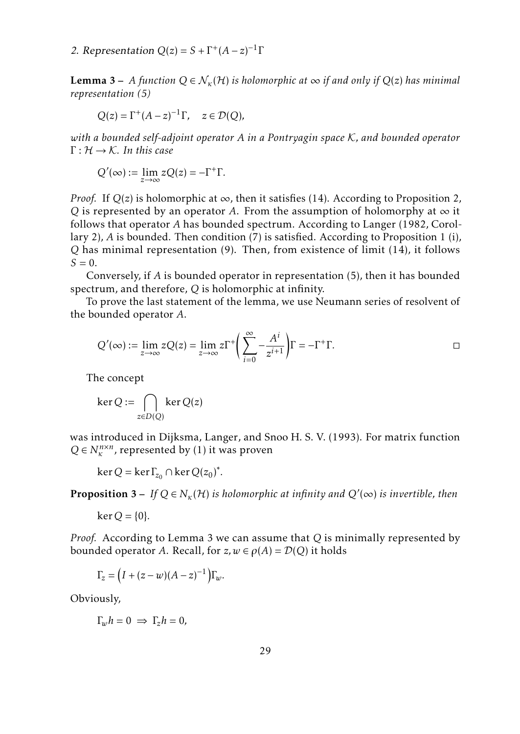*2. Representation* $Q(z) = S + \Gamma^{+}(A-z)^{-1}\Gamma$

**Lemma 3 –** *A function $Q \in \mathcal{N}_{\kappa}(\mathcal{H})$ is holomorphic at $\infty$ if and only if $Q(z)$ has minimal representation (5)*

$$Q(z) = \Gamma^{+}(A-z)^{-1}\Gamma, \quad z \in \mathcal{D}(Q),$$

*with a bounded self-adjoint operator $A$ in a Pontryagin space $\mathcal{K}$, and bounded operator $\Gamma : \mathcal{H} \to \mathcal{K}$. In this case*

$$Q'(\infty) := \lim_{z\to\infty} zQ(z) = -\Gamma^{+}\Gamma.$$

*Proof.* If $Q(z)$ is holomorphic at $\infty$, then it satisfies (14). According to Proposition 2, $Q$ is represented by an operator $A$. From the assumption of holomorphy at $\infty$ it follows that operator $A$ has bounded spectrum. According to Langer (1982, Corollary 2), $A$ is bounded. Then condition (7) is satisfied. According to Proposition 1 (i), $Q$ has minimal representation (9). Then, from existence of limit (14), it follows $S = 0$.

Conversely, if $A$ is bounded operator in representation (5), then it has bounded spectrum, and therefore, $Q$ is holomorphic at infinity.

To prove the last statement of the lemma, we use Neumann series of resolvent of the bounded operator $A$.

$$Q'(\infty) := \lim_{z\to\infty} zQ(z) = \lim_{z\to\infty} z\Gamma^{+}\left(\sum_{i=0}^{\infty} -\frac{A^{i}}{z^{i+1}}\right)\Gamma = -\Gamma^{+}\Gamma.$$

□

The concept

$$\ker Q := \bigcap_{z\in D(Q)} \ker Q(z)$$

was introduced in Dijksma, Langer, and Snoo H. S. V. (1993). For matrix function $Q \in N_{\kappa}^{n\times n}$, represented by (1) it was proven

$$\ker Q = \ker \Gamma_{z_0} \cap \ker Q(z_0)^{*}.$$

**Proposition 3 –** *If $Q \in N_{\kappa}(\mathcal{H})$ is holomorphic at infinity and $Q'(\infty)$ is invertible, then*

$$\ker Q = \{0\}.$$

*Proof.* According to Lemma 3 we can assume that $Q$ is minimally represented by bounded operator $A$. Recall, for $z, w \in \rho(A) = \mathcal{D}(Q)$ it holds

$$\Gamma_z = \left(I + (z-w)(A-z)^{-1}\right)\Gamma_w.$$

Obviously,

$$\Gamma_w h = 0 \;\Rightarrow\; \Gamma_z h = 0,$$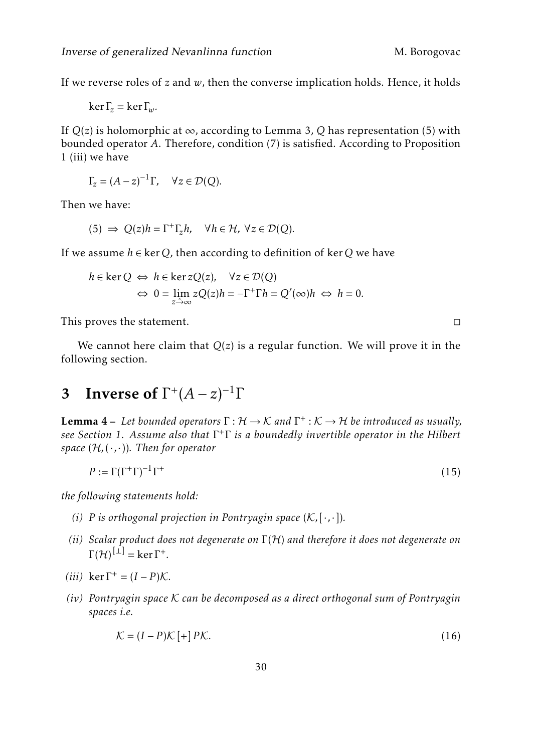If we reverse roles of $z$ and $w$, then the converse implication holds. Hence, it holds

$$\ker \Gamma_z = \ker \Gamma_w.$$

If $Q(z)$ is holomorphic at $\infty$, according to Lemma 3, $Q$ has representation (5) with bounded operator $A$. Therefore, condition (7) is satisfied. According to Proposition 1 (iii) we have

$$\Gamma_z = (A - z)^{-1}\Gamma, \quad \forall z \in \mathcal{D}(Q).$$

Then we have:

$$(5) \Rightarrow Q(z)h = \Gamma^+\Gamma_z h, \quad \forall h \in \mathcal{H}, \; \forall z \in \mathcal{D}(Q).$$

If we assume $h \in \ker Q$, then according to definition of $\ker Q$ we have

$$\begin{aligned} h \in \ker Q \; &\Leftrightarrow \; h \in \ker zQ(z), \quad \forall z \in \mathcal{D}(Q) \\ &\Leftrightarrow \; 0 = \lim_{z \hat{\to} \infty} zQ(z)h = -\Gamma^+\Gamma h = Q'(\infty)h \; \Leftrightarrow \; h = 0. \end{aligned}$$

This proves the statement. $\square$

We cannot here claim that $Q(z)$ is a regular function. We will prove it in the following section.

# 3 Inverse of $\Gamma^+(A - z)^{-1}\Gamma$

**Lemma 4** – *Let bounded operators $\Gamma : \mathcal{H} \to \mathcal{K}$ and $\Gamma^+ : \mathcal{K} \to \mathcal{H}$ be introduced as usually, see Section 1. Assume also that $\Gamma^+\Gamma$ is a boundedly invertible operator in the Hilbert space $(\mathcal{H}, (\cdot, \cdot))$. Then for operator*

$$P := \Gamma(\Gamma^+\Gamma)^{-1}\Gamma^+ \tag{15}$$

*the following statements hold:*

*(i) $P$ is orthogonal projection in Pontryagin space $(\mathcal{K}, [\cdot, \cdot])$.*

*(ii) Scalar product does not degenerate on $\Gamma(\mathcal{H})$ and therefore it does not degenerate on $\Gamma(\mathcal{H})^{[\perp]} = \ker \Gamma^+$.*

*(iii) $\ker \Gamma^+ = (I - P)\mathcal{K}$.*

*(iv) Pontryagin space $\mathcal{K}$ can be decomposed as a direct orthogonal sum of Pontryagin spaces i.e.*

$$\mathcal{K} = (I - P)\mathcal{K} \, [+] \, P\mathcal{K}. \tag{16}$$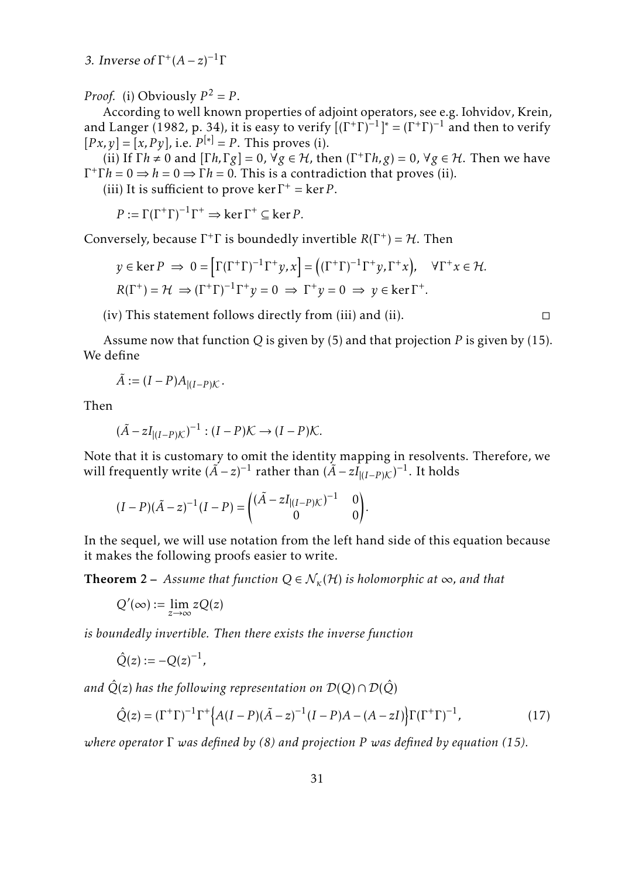*Proof.* (i) Obviously $P^2 = P$.

According to well known properties of adjoint operators, see e.g. Iohvidov, Krein, and Langer (1982, p. 34), it is easy to verify $[(\Gamma^+\Gamma)^{-1}]^* = (\Gamma^+\Gamma)^{-1}$ and then to verify $[Px, y] = [x, Py]$, i.e. $P^{[*]} = P$. This proves (i).

(ii) If $\Gamma h \neq 0$ and $[\Gamma h, \Gamma g] = 0$, $\forall g \in \mathcal{H}$, then $(\Gamma^+\Gamma h, g) = 0$, $\forall g \in \mathcal{H}$. Then we have $\Gamma^+\Gamma h = 0 \Rightarrow h = 0 \Rightarrow \Gamma h = 0$. This is a contradiction that proves (ii).

(iii) It is sufficient to prove $\ker \Gamma^+ = \ker P$.

$$P := \Gamma(\Gamma^+\Gamma)^{-1}\Gamma^+ \Rightarrow \ker \Gamma^+ \subseteq \ker P.$$

Conversely, because $\Gamma^+\Gamma$ is boundedly invertible $R(\Gamma^+) = \mathcal{H}$. Then

$$y \in \ker P \;\Rightarrow\; 0 = \left[\Gamma(\Gamma^+\Gamma)^{-1}\Gamma^+ y, x\right] = \left((\Gamma^+\Gamma)^{-1}\Gamma^+ y, \Gamma^+ x\right), \quad \forall \Gamma^+ x \in \mathcal{H}.$$

$$R(\Gamma^+) = \mathcal{H} \;\Rightarrow (\Gamma^+\Gamma)^{-1}\Gamma^+ y = 0 \;\Rightarrow\; \Gamma^+ y = 0 \;\Rightarrow\; y \in \ker \Gamma^+.$$

(iv) This statement follows directly from (iii) and (ii). □

Assume now that function $Q$ is given by (5) and that projection $P$ is given by (15). We define

$$\tilde{A} := (I - P)A_{|(I-P)\mathcal{K}}.$$

Then

$$(\tilde{A} - zI_{|(I-P)\mathcal{K}})^{-1} : (I - P)\mathcal{K} \to (I - P)\mathcal{K}.$$

Note that it is customary to omit the identity mapping in resolvents. Therefore, we will frequently write $(\tilde{A} - z)^{-1}$ rather than $(\tilde{A} - zI_{|(I-P)\mathcal{K}})^{-1}$. It holds

$$(I - P)(\tilde{A} - z)^{-1}(I - P) = \begin{pmatrix} (\tilde{A} - zI_{|(I-P)\mathcal{K}})^{-1} & 0 \\ 0 & 0 \end{pmatrix}.$$

In the sequel, we will use notation from the left hand side of this equation because it makes the following proofs easier to write.

**Theorem 2 –** *Assume that function $Q \in \mathcal{N}_\kappa(\mathcal{H})$ is holomorphic at $\infty$, and that*

$$Q'(\infty) := \lim_{z \to \infty} zQ(z)$$

*is boundedly invertible. Then there exists the inverse function*

$$\hat{Q}(z) := -Q(z)^{-1},$$

*and $\hat{Q}(z)$ has the following representation on $\mathcal{D}(Q) \cap \mathcal{D}(\hat{Q})$*

$$\hat{Q}(z) = (\Gamma^+\Gamma)^{-1}\Gamma^+\left\{A(I - P)(\tilde{A} - z)^{-1}(I - P)A - (A - zI)\right\}\Gamma(\Gamma^+\Gamma)^{-1}, \tag{17}$$

*where operator $\Gamma$ was defined by (8) and projection $P$ was defined by equation (15).*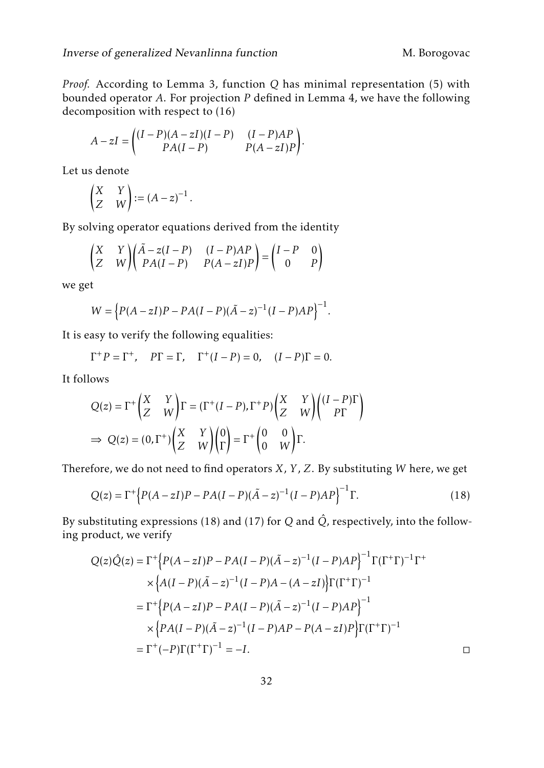*Proof.* According to Lemma 3, function $Q$ has minimal representation (5) with bounded operator $A$. For projection $P$ defined in Lemma 4, we have the following decomposition with respect to (16)

$$A - zI = \begin{pmatrix} (I-P)(A-zI)(I-P) & (I-P)AP \\ PA(I-P) & P(A-zI)P \end{pmatrix}.$$

Let us denote

$$\begin{pmatrix} X & Y \\ Z & W \end{pmatrix} := (A-z)^{-1}.$$

By solving operator equations derived from the identity

$$\begin{pmatrix} X & Y \\ Z & W \end{pmatrix} \begin{pmatrix} \tilde{A} - z(I-P) & (I-P)AP \\ PA(I-P) & P(A-zI)P \end{pmatrix} = \begin{pmatrix} I-P & 0 \\ 0 & P \end{pmatrix}$$

we get

$$W = \left\{ P(A-zI)P - PA(I-P)(\tilde{A}-z)^{-1}(I-P)AP \right\}^{-1}.$$

It is easy to verify the following equalities:

$$\Gamma^+ P = \Gamma^+, \quad P\Gamma = \Gamma, \quad \Gamma^+(I-P) = 0, \quad (I-P)\Gamma = 0.$$

It follows

$$Q(z) = \Gamma^+ \begin{pmatrix} X & Y \\ Z & W \end{pmatrix} \Gamma = (\Gamma^+(I-P), \Gamma^+ P) \begin{pmatrix} X & Y \\ Z & W \end{pmatrix} \begin{pmatrix} (I-P)\Gamma \\ P\Gamma \end{pmatrix}$$

$$\Rightarrow \ Q(z) = (0, \Gamma^+) \begin{pmatrix} X & Y \\ Z & W \end{pmatrix} \begin{pmatrix} 0 \\ \Gamma \end{pmatrix} = \Gamma^+ \begin{pmatrix} 0 & 0 \\ 0 & W \end{pmatrix} \Gamma.$$

Therefore, we do not need to find operators $X$, $Y$, $Z$. By substituting $W$ here, we get

$$Q(z) = \Gamma^+ \left\{ P(A-zI)P - PA(I-P)(\tilde{A}-z)^{-1}(I-P)AP \right\}^{-1} \Gamma. \tag{18}$$

By substituting expressions (18) and (17) for $Q$ and $\hat{Q}$, respectively, into the following product, we verify

$$\begin{aligned} Q(z)\hat{Q}(z) &= \Gamma^+ \left\{ P(A-zI)P - PA(I-P)(\tilde{A}-z)^{-1}(I-P)AP \right\}^{-1} \Gamma(\Gamma^+\Gamma)^{-1}\Gamma^+ \\ &\quad \times \left\{ A(I-P)(\tilde{A}-z)^{-1}(I-P)A - (A-zI) \right\} \Gamma(\Gamma^+\Gamma)^{-1} \\ &= \Gamma^+ \left\{ P(A-zI)P - PA(I-P)(\tilde{A}-z)^{-1}(I-P)AP \right\}^{-1} \\ &\quad \times \left\{ PA(I-P)(\tilde{A}-z)^{-1}(I-P)AP - P(A-zI)P \right\} \Gamma(\Gamma^+\Gamma)^{-1} \\ &= \Gamma^+(-P)\Gamma(\Gamma^+\Gamma)^{-1} = -I. \end{aligned}$$

□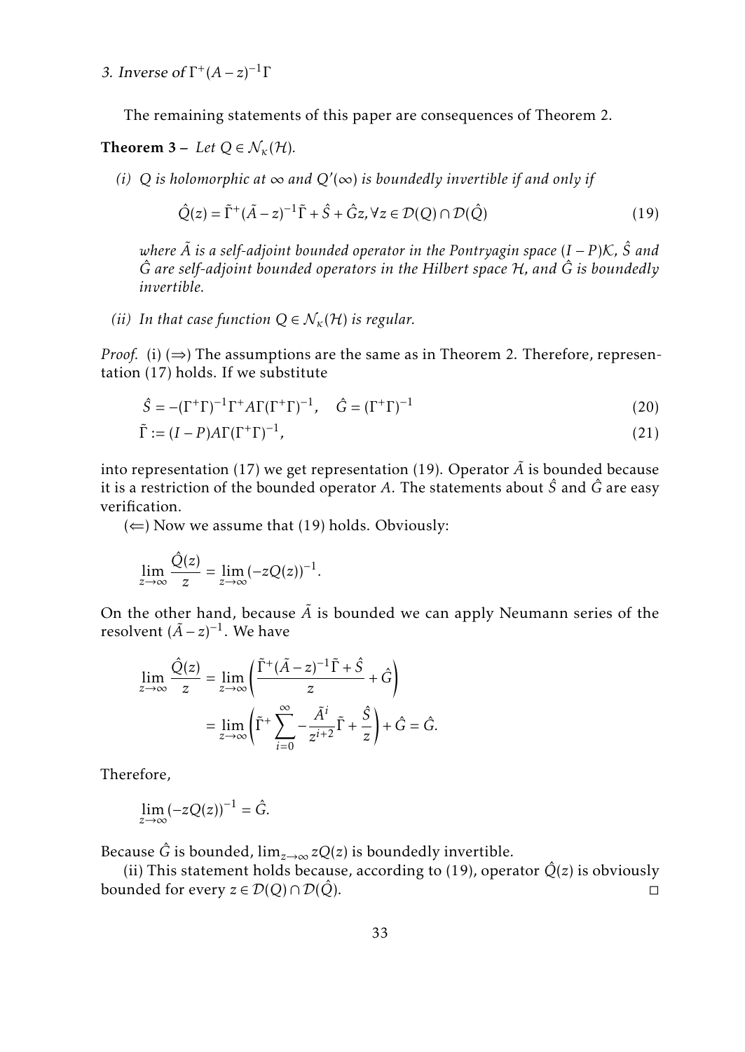## 3. Inverse of $\Gamma^{+}(A-z)^{-1}\Gamma$

The remaining statements of this paper are consequences of Theorem 2.

**Theorem 3 –** *Let $Q \in \mathcal{N}_{\kappa}(\mathcal{H})$.*

*(i) $Q$ is holomorphic at $\infty$ and $Q'(\infty)$ is boundedly invertible if and only if*

$$\hat{Q}(z) = \tilde{\Gamma}^{+}(\tilde{A}-z)^{-1}\tilde{\Gamma} + \hat{S} + \hat{G}z, \forall z \in \mathcal{D}(Q) \cap \mathcal{D}(\hat{Q}) \tag{19}$$

*where $\tilde{A}$ is a self-adjoint bounded operator in the Pontryagin space $(I-P)\mathcal{K}$, $\hat{S}$ and $\hat{G}$ are self-adjoint bounded operators in the Hilbert space $\mathcal{H}$, and $\hat{G}$ is boundedly invertible.*

*(ii) In that case function $Q \in \mathcal{N}_{\kappa}(\mathcal{H})$ is regular.*

*Proof.* (i) ($\Rightarrow$) The assumptions are the same as in Theorem 2. Therefore, representation (17) holds. If we substitute

$$\hat{S} = -(\Gamma^{+}\Gamma)^{-1}\Gamma^{+}A\Gamma(\Gamma^{+}\Gamma)^{-1}, \quad \hat{G} = (\Gamma^{+}\Gamma)^{-1} \tag{20}$$

$$\tilde{\Gamma} := (I-P)A\Gamma(\Gamma^{+}\Gamma)^{-1}, \tag{21}$$

into representation (17) we get representation (19). Operator $\tilde{A}$ is bounded because it is a restriction of the bounded operator $A$. The statements about $\hat{S}$ and $\hat{G}$ are easy verification.

($\Leftarrow$) Now we assume that (19) holds. Obviously:

$$\lim_{z\to\infty}\frac{\hat{Q}(z)}{z} = \lim_{z\to\infty}(-zQ(z))^{-1}.$$

On the other hand, because $\tilde{A}$ is bounded we can apply Neumann series of the resolvent $(\tilde{A}-z)^{-1}$. We have

$$\begin{aligned}
\lim_{z\to\infty}\frac{\hat{Q}(z)}{z} &= \lim_{z\to\infty}\left(\frac{\tilde{\Gamma}^{+}(\tilde{A}-z)^{-1}\tilde{\Gamma}+\hat{S}}{z}+\hat{G}\right) \\
&= \lim_{z\to\infty}\left(\tilde{\Gamma}^{+}\sum_{i=0}^{\infty}-\frac{\tilde{A}^{i}}{z^{i+2}}\tilde{\Gamma}+\frac{\hat{S}}{z}\right)+\hat{G} = \hat{G}.
\end{aligned}$$

Therefore,

$$\lim_{z\to\infty}(-zQ(z))^{-1} = \hat{G}.$$

Because $\hat{G}$ is bounded, $\lim_{z\to\infty} zQ(z)$ is boundedly invertible.

(ii) This statement holds because, according to (19), operator $\hat{Q}(z)$ is obviously bounded for every $z \in \mathcal{D}(Q) \cap \mathcal{D}(\hat{Q})$. □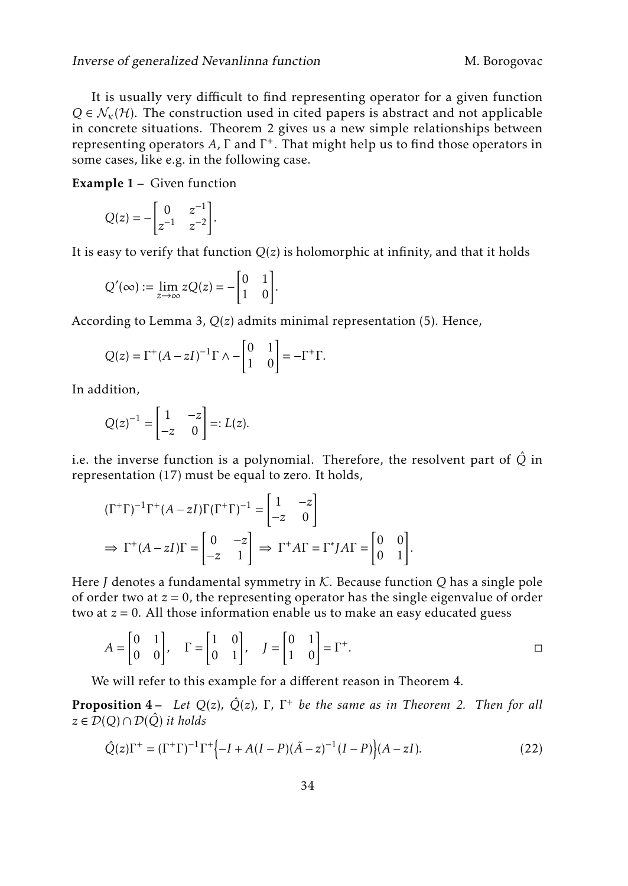It is usually very difficult to find representing operator for a given function $Q \in \mathcal{N}_\kappa(\mathcal{H})$. The construction used in cited papers is abstract and not applicable in concrete situations. Theorem 2 gives us a new simple relationships between representing operators $A$, $\Gamma$ and $\Gamma^+$. That might help us to find those operators in some cases, like e.g. in the following case.

**Example 1 –** Given function

$$Q(z) = -\begin{bmatrix} 0 & z^{-1} \\ z^{-1} & z^{-2} \end{bmatrix}.$$

It is easy to verify that function $Q(z)$ is holomorphic at infinity, and that it holds

$$Q'(\infty) := \lim_{z\to\infty} zQ(z) = -\begin{bmatrix} 0 & 1 \\ 1 & 0 \end{bmatrix}.$$

According to Lemma 3, $Q(z)$ admits minimal representation (5). Hence,

$$Q(z) = \Gamma^+(A - zI)^{-1}\Gamma \wedge -\begin{bmatrix} 0 & 1 \\ 1 & 0 \end{bmatrix} = -\Gamma^+\Gamma.$$

In addition,

$$Q(z)^{-1} = \begin{bmatrix} 1 & -z \\ -z & 0 \end{bmatrix} =: L(z).$$

i.e. the inverse function is a polynomial. Therefore, the resolvent part of $\hat{Q}$ in representation (17) must be equal to zero. It holds,

$$(\Gamma^+\Gamma)^{-1}\Gamma^+(A - zI)\Gamma(\Gamma^+\Gamma)^{-1} = \begin{bmatrix} 1 & -z \\ -z & 0 \end{bmatrix}$$

$$\Rightarrow \Gamma^+(A - zI)\Gamma = \begin{bmatrix} 0 & -z \\ -z & 1 \end{bmatrix} \Rightarrow \Gamma^+A\Gamma = \Gamma^*JA\Gamma = \begin{bmatrix} 0 & 0 \\ 0 & 1 \end{bmatrix}.$$

Here $J$ denotes a fundamental symmetry in $\mathcal{K}$. Because function $Q$ has a single pole of order two at $z = 0$, the representing operator has the single eigenvalue of order two at $z = 0$. All those information enable us to make an easy educated guess

$$A = \begin{bmatrix} 0 & 1 \\ 0 & 0 \end{bmatrix}, \quad \Gamma = \begin{bmatrix} 1 & 0 \\ 0 & 1 \end{bmatrix}, \quad J = \begin{bmatrix} 0 & 1 \\ 1 & 0 \end{bmatrix} = \Gamma^+. \qquad \square$$

We will refer to this example for a different reason in Theorem 4.

**Proposition 4 –** *Let $Q(z)$, $\hat{Q}(z)$, $\Gamma$, $\Gamma^+$ be the same as in Theorem 2. Then for all $z \in \mathcal{D}(Q) \cap \mathcal{D}(\hat{Q})$ it holds*

$$\hat{Q}(z)\Gamma^+ = (\Gamma^+\Gamma)^{-1}\Gamma^+\left\{-I + A(I - P)(\tilde{A} - z)^{-1}(I - P)\right\}(A - zI). \tag{22}$$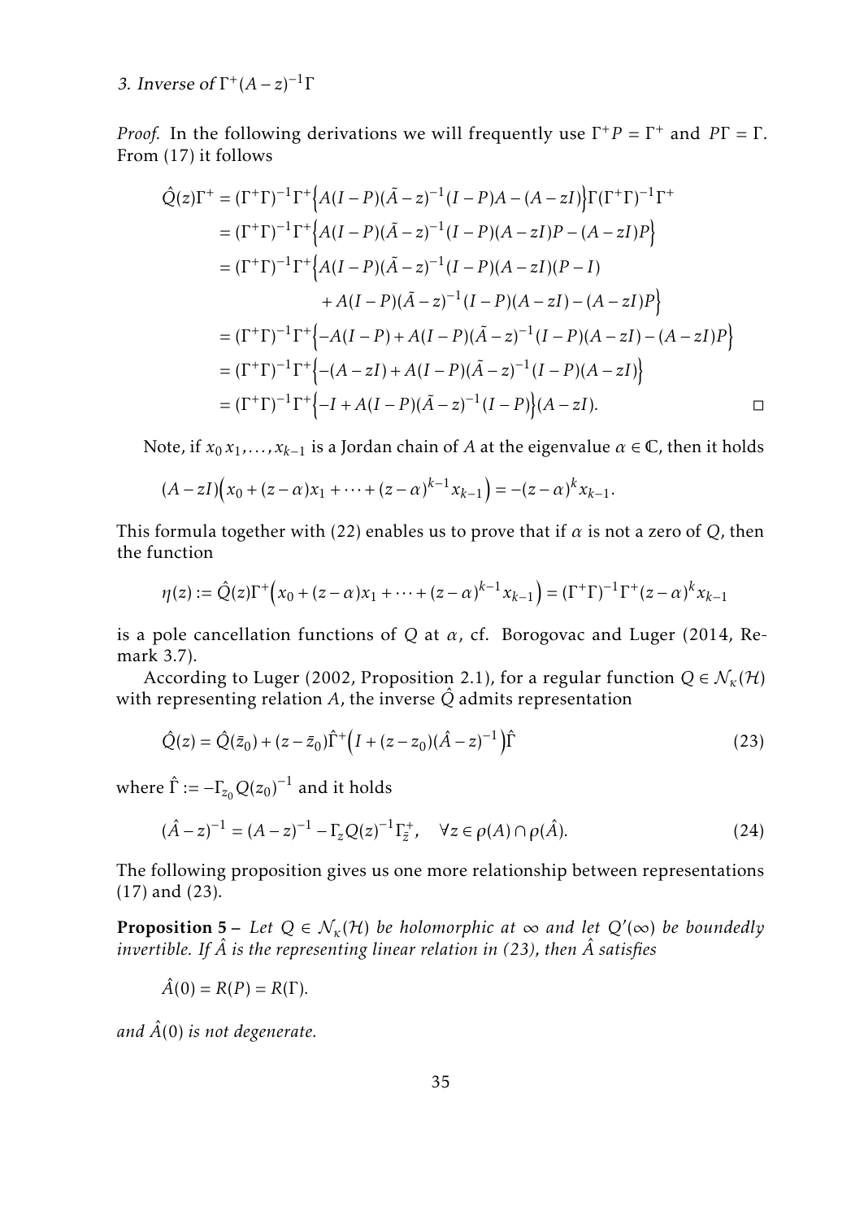*3. Inverse of* $\Gamma^+(A-z)^{-1}\Gamma$

*Proof.* In the following derivations we will frequently use $\Gamma^+ P = \Gamma^+$ and $P\Gamma = \Gamma$. From (17) it follows

$$
\begin{aligned}
\hat{Q}(z)\Gamma^+ &= (\Gamma^+\Gamma)^{-1}\Gamma^+\Big\{A(I-P)(\tilde{A}-z)^{-1}(I-P)A-(A-zI)\Big\}\Gamma(\Gamma^+\Gamma)^{-1}\Gamma^+ \\
&= (\Gamma^+\Gamma)^{-1}\Gamma^+\Big\{A(I-P)(\tilde{A}-z)^{-1}(I-P)(A-zI)P-(A-zI)P\Big\} \\
&= (\Gamma^+\Gamma)^{-1}\Gamma^+\Big\{A(I-P)(\tilde{A}-z)^{-1}(I-P)(A-zI)(P-I) \\
&\qquad\qquad + A(I-P)(\tilde{A}-z)^{-1}(I-P)(A-zI)-(A-zI)P\Big\} \\
&= (\Gamma^+\Gamma)^{-1}\Gamma^+\Big\{-A(I-P)+A(I-P)(\tilde{A}-z)^{-1}(I-P)(A-zI)-(A-zI)P\Big\} \\
&= (\Gamma^+\Gamma)^{-1}\Gamma^+\Big\{-(A-zI)+A(I-P)(\tilde{A}-z)^{-1}(I-P)(A-zI)\Big\} \\
&= (\Gamma^+\Gamma)^{-1}\Gamma^+\Big\{-I+A(I-P)(\tilde{A}-z)^{-1}(I-P)\Big\}(A-zI).
\end{aligned}
$$

□

Note, if $x_0\, x_1,\dots,x_{k-1}$ is a Jordan chain of $A$ at the eigenvalue $\alpha \in \mathbb{C}$, then it holds

$$
(A-zI)\Big(x_0+(z-\alpha)x_1+\cdots+(z-\alpha)^{k-1}x_{k-1}\Big) = -(z-\alpha)^k x_{k-1}.
$$

This formula together with (22) enables us to prove that if $\alpha$ is not a zero of $Q$, then the function

$$
\eta(z) := \hat{Q}(z)\Gamma^+\Big(x_0+(z-\alpha)x_1+\cdots+(z-\alpha)^{k-1}x_{k-1}\Big) = (\Gamma^+\Gamma)^{-1}\Gamma^+(z-\alpha)^k x_{k-1}
$$

is a pole cancellation functions of $Q$ at $\alpha$, cf. Borogovac and Luger (2014, Remark 3.7).

According to Luger (2002, Proposition 2.1), for a regular function $Q \in \mathcal{N}_\kappa(\mathcal{H})$ with representing relation $A$, the inverse $\hat{Q}$ admits representation

$$
\hat{Q}(z) = \hat{Q}(\bar{z}_0) + (z-\bar{z}_0)\hat{\Gamma}^+\Big(I+(z-z_0)(\hat{A}-z)^{-1}\Big)\hat{\Gamma} \tag{23}
$$

where $\hat{\Gamma} := -\Gamma_{z_0}Q(z_0)^{-1}$ and it holds

$$
(\hat{A}-z)^{-1} = (A-z)^{-1} - \Gamma_z Q(z)^{-1}\Gamma_{\bar{z}}^+, \quad \forall z \in \rho(A)\cap\rho(\hat{A}). \tag{24}
$$

The following proposition gives us one more relationship between representations (17) and (23).

**Proposition 5 –** *Let $Q \in \mathcal{N}_\kappa(\mathcal{H})$ be holomorphic at $\infty$ and let $Q'(\infty)$ be boundedly invertible. If $\hat{A}$ is the representing linear relation in (23), then $\hat{A}$ satisfies*

$$
\hat{A}(0) = R(P) = R(\Gamma).
$$

*and $\hat{A}(0)$ is not degenerate.*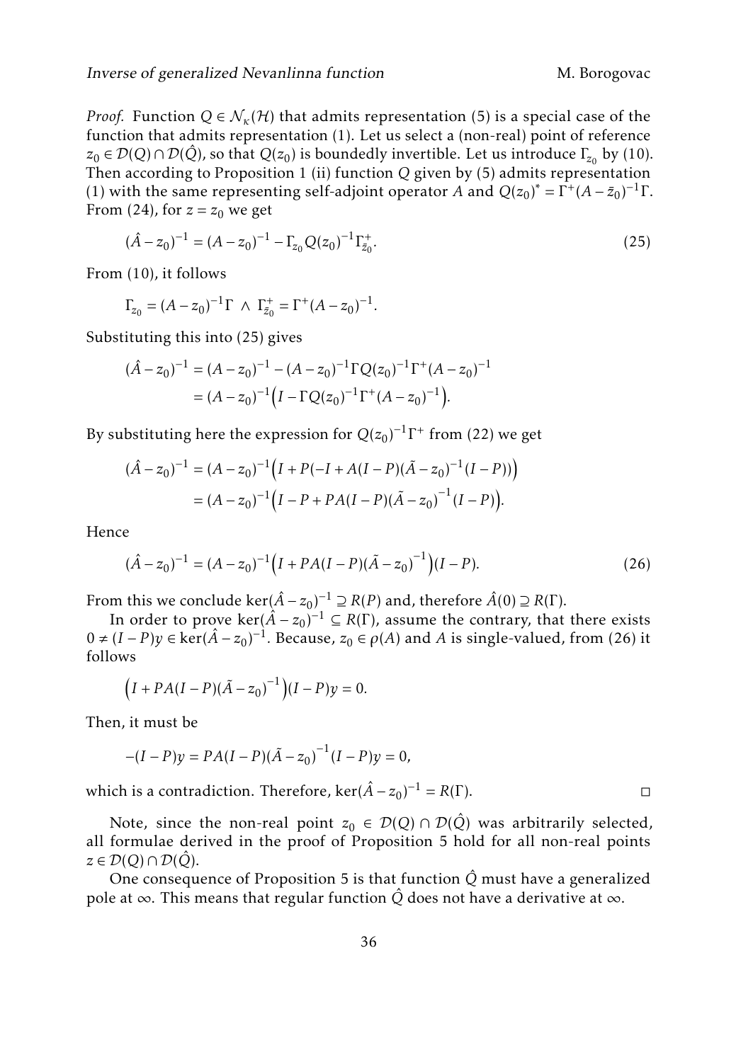*Proof.* Function $Q \in \mathcal{N}_\kappa(\mathcal{H})$ that admits representation (5) is a special case of the function that admits representation (1). Let us select a (non-real) point of reference $z_0 \in \mathcal{D}(Q) \cap \mathcal{D}(\hat{Q})$, so that $Q(z_0)$ is boundedly invertible. Let us introduce $\Gamma_{z_0}$ by (10). Then according to Proposition 1 (ii) function $Q$ given by (5) admits representation (1) with the same representing self-adjoint operator $A$ and $Q(z_0)^* = \Gamma^+(A - \bar{z}_0)^{-1}\Gamma$. From (24), for $z = z_0$ we get

$$(\hat{A} - z_0)^{-1} = (A - z_0)^{-1} - \Gamma_{z_0} Q(z_0)^{-1} \Gamma^+_{\bar{z}_0}. \tag{25}$$

From (10), it follows

$$\Gamma_{z_0} = (A - z_0)^{-1}\Gamma \ \wedge \ \Gamma^+_{\bar{z}_0} = \Gamma^+(A - z_0)^{-1}.$$

Substituting this into (25) gives

$$\begin{aligned}(\hat{A} - z_0)^{-1} &= (A - z_0)^{-1} - (A - z_0)^{-1}\Gamma Q(z_0)^{-1}\Gamma^+(A - z_0)^{-1} \\ &= (A - z_0)^{-1}\left(I - \Gamma Q(z_0)^{-1}\Gamma^+(A - z_0)^{-1}\right).\end{aligned}$$

By substituting here the expression for $Q(z_0)^{-1}\Gamma^+$ from (22) we get

$$\begin{aligned}(\hat{A} - z_0)^{-1} &= (A - z_0)^{-1}\left(I + P(-I + A(I - P)(\tilde{A} - z_0)^{-1}(I - P))\right) \\ &= (A - z_0)^{-1}\left(I - P + PA(I - P)(\tilde{A} - z_0)^{-1}(I - P)\right).\end{aligned}$$

Hence

$$(\hat{A} - z_0)^{-1} = (A - z_0)^{-1}\left(I + PA(I - P)(\tilde{A} - z_0)^{-1}\right)(I - P). \tag{26}$$

From this we conclude $\ker(\hat{A} - z_0)^{-1} \supseteq R(P)$ and, therefore $\hat{A}(0) \supseteq R(\Gamma)$.

In order to prove $\ker(\hat{A} - z_0)^{-1} \subseteq R(\Gamma)$, assume the contrary, that there exists $0 \neq (I - P)y \in \ker(\hat{A} - z_0)^{-1}$. Because, $z_0 \in \rho(A)$ and $A$ is single-valued, from (26) it follows

$$\left(I + PA(I - P)(\tilde{A} - z_0)^{-1}\right)(I - P)y = 0.$$

Then, it must be

$$-(I - P)y = PA(I - P)(\tilde{A} - z_0)^{-1}(I - P)y = 0,$$

which is a contradiction. Therefore, $\ker(\hat{A} - z_0)^{-1} = R(\Gamma)$. □

Note, since the non-real point $z_0 \in \mathcal{D}(Q) \cap \mathcal{D}(\hat{Q})$ was arbitrarily selected, all formulae derived in the proof of Proposition 5 hold for all non-real points $z \in \mathcal{D}(Q) \cap \mathcal{D}(\hat{Q})$.

One consequence of Proposition 5 is that function $\hat{Q}$ must have a generalized pole at $\infty$. This means that regular function $\hat{Q}$ does not have a derivative at $\infty$.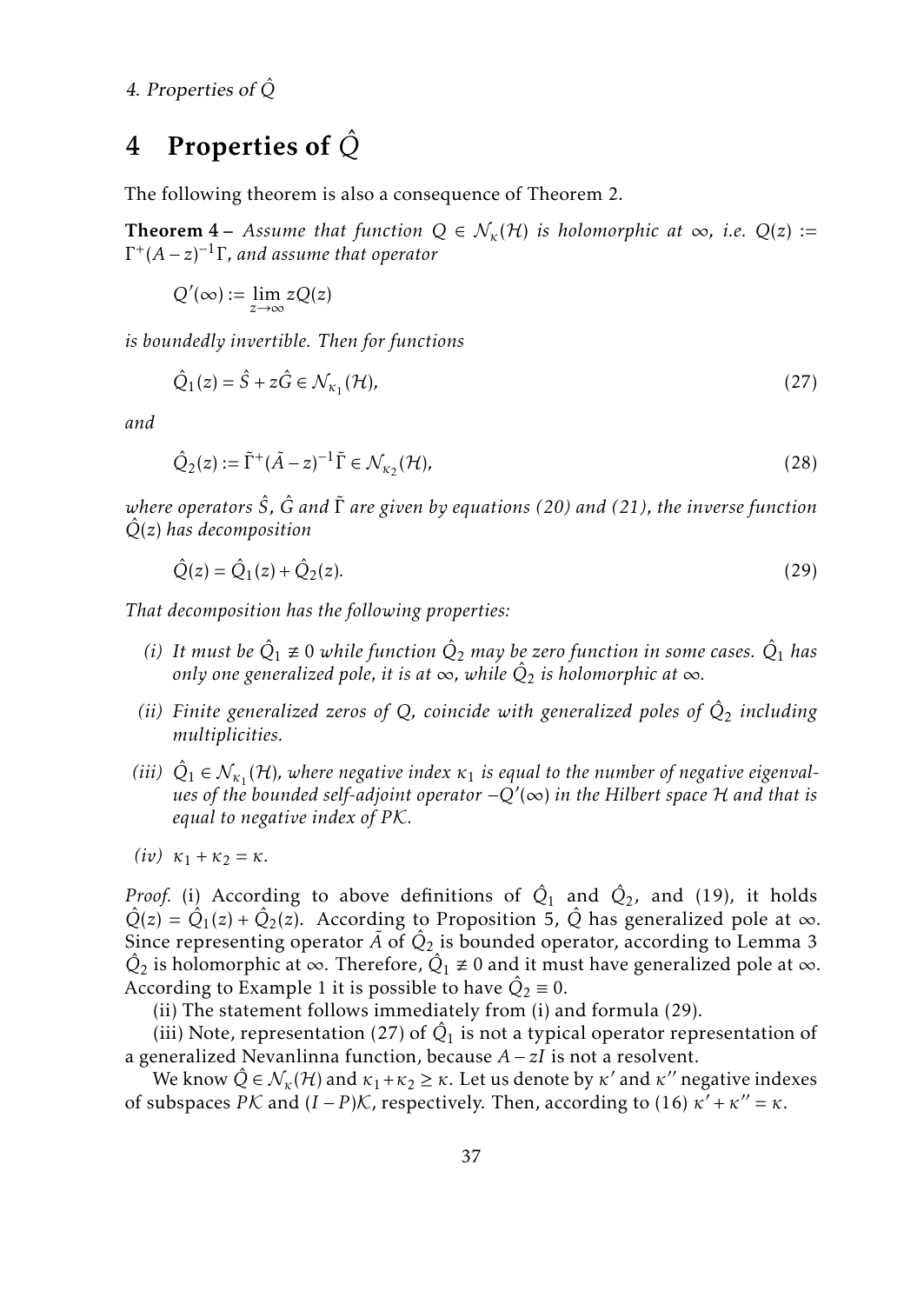# 4 Properties of $\hat{Q}$

The following theorem is also a consequence of Theorem 2.

**Theorem 4 –** *Assume that function $Q \in \mathcal{N}_\kappa(\mathcal{H})$ is holomorphic at $\infty$, i.e. $Q(z) := \Gamma^+(A-z)^{-1}\Gamma$, and assume that operator*

$$Q'(\infty) := \lim_{z\to\infty} zQ(z)$$

*is boundedly invertible. Then for functions*

$$\hat{Q}_1(z) = \hat{S} + z\hat{G} \in \mathcal{N}_{\kappa_1}(\mathcal{H}), \tag{27}$$

*and*

$$\hat{Q}_2(z) := \tilde{\Gamma}^+(\tilde{A}-z)^{-1}\tilde{\Gamma} \in \mathcal{N}_{\kappa_2}(\mathcal{H}), \tag{28}$$

*where operators $\hat{S}$, $\hat{G}$ and $\tilde{\Gamma}$ are given by equations (20) and (21), the inverse function $\hat{Q}(z)$ has decomposition*

$$\hat{Q}(z) = \hat{Q}_1(z) + \hat{Q}_2(z). \tag{29}$$

*That decomposition has the following properties:*

*(i) It must be $\hat{Q}_1 \not\equiv 0$ while function $\hat{Q}_2$ may be zero function in some cases. $\hat{Q}_1$ has only one generalized pole, it is at $\infty$, while $\hat{Q}_2$ is holomorphic at $\infty$.*

*(ii) Finite generalized zeros of $Q$, coincide with generalized poles of $\hat{Q}_2$ including multiplicities.*

*(iii) $\hat{Q}_1 \in \mathcal{N}_{\kappa_1}(\mathcal{H})$, where negative index $\kappa_1$ is equal to the number of negative eigenvalues of the bounded self-adjoint operator $-Q'(\infty)$ in the Hilbert space $\mathcal{H}$ and that is equal to negative index of $P\mathcal{K}$.*

*(iv) $\kappa_1 + \kappa_2 = \kappa$.*

*Proof.* (i) According to above definitions of $\hat{Q}_1$ and $\hat{Q}_2$, and (19), it holds $\hat{Q}(z) = \hat{Q}_1(z) + \hat{Q}_2(z)$. According to Proposition 5, $\hat{Q}$ has generalized pole at $\infty$. Since representing operator $\tilde{A}$ of $\hat{Q}_2$ is bounded operator, according to Lemma 3 $\hat{Q}_2$ is holomorphic at $\infty$. Therefore, $\hat{Q}_1 \not\equiv 0$ and it must have generalized pole at $\infty$. According to Example 1 it is possible to have $\hat{Q}_2 \equiv 0$.

(ii) The statement follows immediately from (i) and formula (29).

(iii) Note, representation (27) of $\hat{Q}_1$ is not a typical operator representation of a generalized Nevanlinna function, because $A - zI$ is not a resolvent.

We know $\hat{Q} \in \mathcal{N}_\kappa(\mathcal{H})$ and $\kappa_1 + \kappa_2 \geq \kappa$. Let us denote by $\kappa'$ and $\kappa''$ negative indexes of subspaces $P\mathcal{K}$ and $(I-P)\mathcal{K}$, respectively. Then, according to (16) $\kappa' + \kappa'' = \kappa$.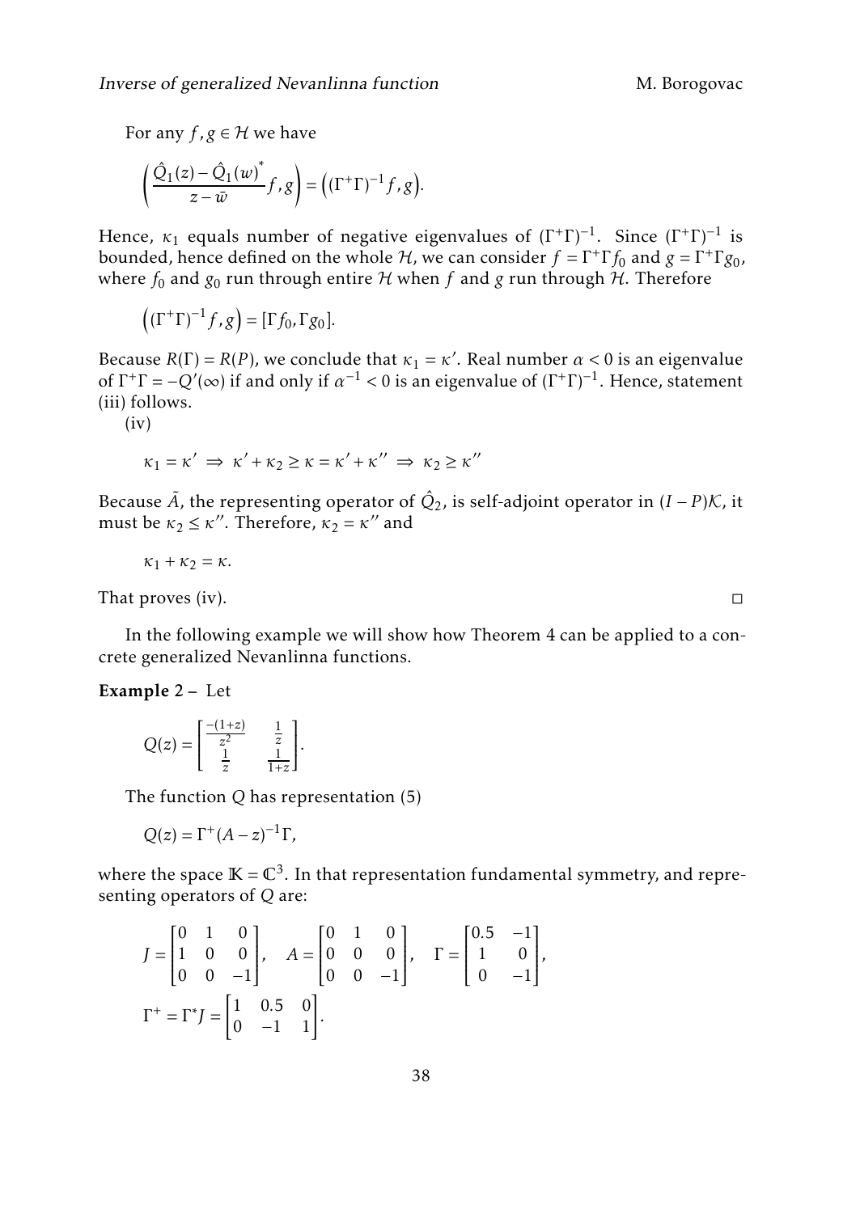For any $f, g \in \mathcal{H}$ we have

$$\left( \frac{\hat{Q}_1(z) - \hat{Q}_1(w)^*}{z - \bar{w}} f, g \right) = \left( (\Gamma^+ \Gamma)^{-1} f, g \right).$$

Hence, $\kappa_1$ equals number of negative eigenvalues of $(\Gamma^+\Gamma)^{-1}$. Since $(\Gamma^+\Gamma)^{-1}$ is bounded, hence defined on the whole $\mathcal{H}$, we can consider $f = \Gamma^+ \Gamma f_0$ and $g = \Gamma^+ \Gamma g_0$, where $f_0$ and $g_0$ run through entire $\mathcal{H}$ when $f$ and $g$ run through $\mathcal{H}$. Therefore

$$\left( (\Gamma^+ \Gamma)^{-1} f, g \right) = [\Gamma f_0, \Gamma g_0].$$

Because $R(\Gamma) = R(P)$, we conclude that $\kappa_1 = \kappa'$. Real number $\alpha < 0$ is an eigenvalue of $\Gamma^+ \Gamma = -Q'(\infty)$ if and only if $\alpha^{-1} < 0$ is an eigenvalue of $(\Gamma^+\Gamma)^{-1}$. Hence, statement (iii) follows.

(iv)

$$\kappa_1 = \kappa' \;\Rightarrow\; \kappa' + \kappa_2 \geq \kappa = \kappa' + \kappa'' \;\Rightarrow\; \kappa_2 \geq \kappa''$$

Because $\tilde{A}$, the representing operator of $\hat{Q}_2$, is self-adjoint operator in $(I - P)\mathcal{K}$, it must be $\kappa_2 \leq \kappa''$. Therefore, $\kappa_2 = \kappa''$ and

$$\kappa_1 + \kappa_2 = \kappa.$$

That proves (iv). $\square$

In the following example we will show how Theorem 4 can be applied to a concrete generalized Nevanlinna functions.

**Example 2 –** Let

$$Q(z) = \begin{bmatrix} \frac{-(1+z)}{z^2} & \frac{1}{z} \\ \frac{1}{z} & \frac{1}{1+z} \end{bmatrix}.$$

The function $Q$ has representation (5)

$$Q(z) = \Gamma^+ (A - z)^{-1} \Gamma,$$

where the space $\mathbb{K} = \mathbb{C}^3$. In that representation fundamental symmetry, and representing operators of $Q$ are:

$$J = \begin{bmatrix} 0 & 1 & 0 \\ 1 & 0 & 0 \\ 0 & 0 & -1 \end{bmatrix}, \quad A = \begin{bmatrix} 0 & 1 & 0 \\ 0 & 0 & 0 \\ 0 & 0 & -1 \end{bmatrix}, \quad \Gamma = \begin{bmatrix} 0.5 & -1 \\ 1 & 0 \\ 0 & -1 \end{bmatrix},$$

$$\Gamma^+ = \Gamma^* J = \begin{bmatrix} 1 & 0.5 & 0 \\ 0 & -1 & 1 \end{bmatrix}.$$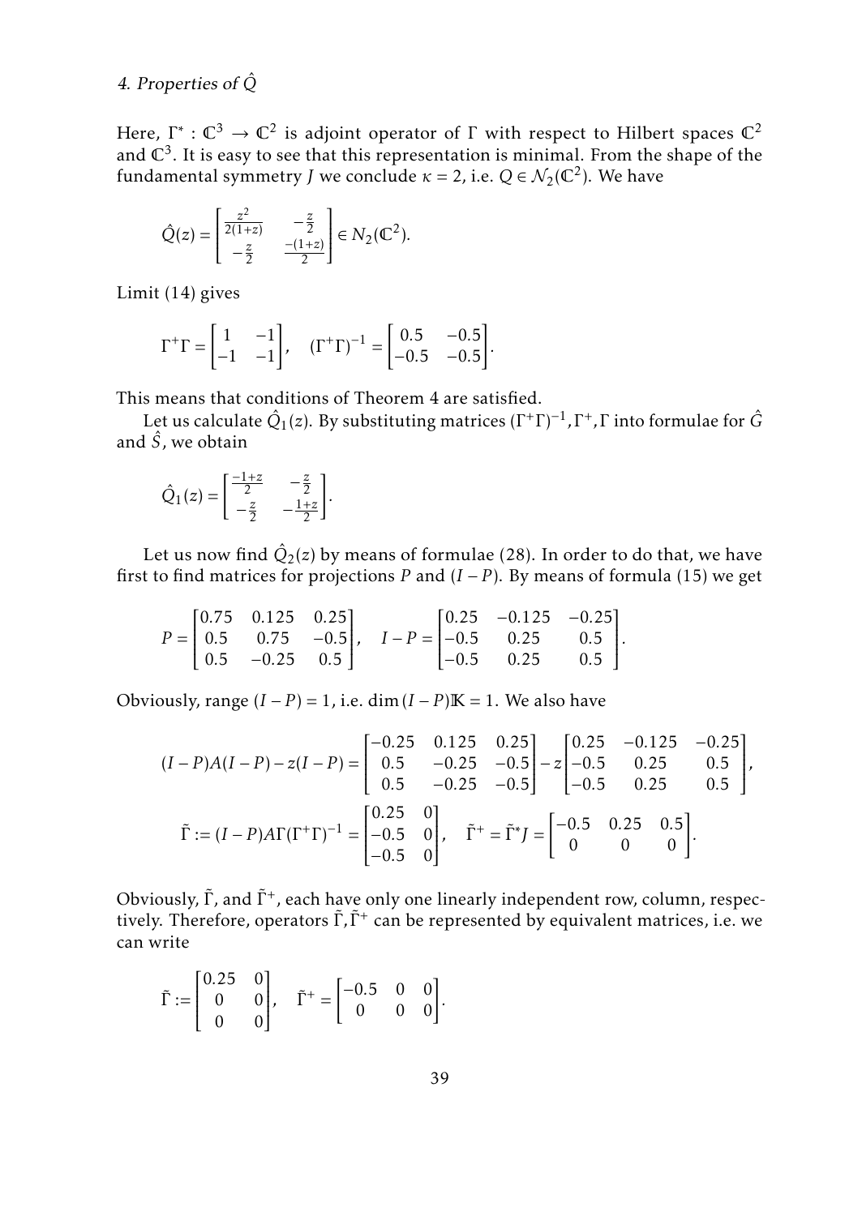Here, $\Gamma^* : \mathbb{C}^3 \to \mathbb{C}^2$ is adjoint operator of $\Gamma$ with respect to Hilbert spaces $\mathbb{C}^2$ and $\mathbb{C}^3$. It is easy to see that this representation is minimal. From the shape of the fundamental symmetry $J$ we conclude $\kappa = 2$, i.e. $Q \in \mathcal{N}_2(\mathbb{C}^2)$. We have

$$\hat{Q}(z) = \begin{bmatrix} \frac{z^2}{2(1+z)} & -\frac{z}{2} \\ -\frac{z}{2} & \frac{-(1+z)}{2} \end{bmatrix} \in N_2(\mathbb{C}^2).$$

Limit (14) gives

$$\Gamma^+\Gamma = \begin{bmatrix} 1 & -1 \\ -1 & -1 \end{bmatrix}, \quad (\Gamma^+\Gamma)^{-1} = \begin{bmatrix} 0.5 & -0.5 \\ -0.5 & -0.5 \end{bmatrix}.$$

This means that conditions of Theorem 4 are satisfied.

Let us calculate $\hat{Q}_1(z)$. By substituting matrices $(\Gamma^+\Gamma)^{-1}, \Gamma^+, \Gamma$ into formulae for $\hat{G}$ and $\hat{S}$, we obtain

$$\hat{Q}_1(z) = \begin{bmatrix} \frac{-1+z}{2} & -\frac{z}{2} \\ -\frac{z}{2} & -\frac{1+z}{2} \end{bmatrix}.$$

Let us now find $\hat{Q}_2(z)$ by means of formulae (28). In order to do that, we have first to find matrices for projections $P$ and $(I-P)$. By means of formula (15) we get

$$P = \begin{bmatrix} 0.75 & 0.125 & 0.25 \\ 0.5 & 0.75 & -0.5 \\ 0.5 & -0.25 & 0.5 \end{bmatrix}, \quad I - P = \begin{bmatrix} 0.25 & -0.125 & -0.25 \\ -0.5 & 0.25 & 0.5 \\ -0.5 & 0.25 & 0.5 \end{bmatrix}.$$

Obviously, range $(I-P) = 1$, i.e. $\dim (I-P)\mathbb{K} = 1$. We also have

$$(I-P)A(I-P) - z(I-P) = \begin{bmatrix} -0.25 & 0.125 & 0.25 \\ 0.5 & -0.25 & -0.5 \\ 0.5 & -0.25 & -0.5 \end{bmatrix} - z \begin{bmatrix} 0.25 & -0.125 & -0.25 \\ -0.5 & 0.25 & 0.5 \\ -0.5 & 0.25 & 0.5 \end{bmatrix},$$

$$\tilde{\Gamma} := (I-P)A\Gamma(\Gamma^+\Gamma)^{-1} = \begin{bmatrix} 0.25 & 0 \\ -0.5 & 0 \\ -0.5 & 0 \end{bmatrix}, \quad \tilde{\Gamma}^+ = \tilde{\Gamma}^* J = \begin{bmatrix} -0.5 & 0.25 & 0.5 \\ 0 & 0 & 0 \end{bmatrix}.$$

Obviously, $\tilde{\Gamma}$, and $\tilde{\Gamma}^+$, each have only one linearly independent row, column, respectively. Therefore, operators $\tilde{\Gamma}, \tilde{\Gamma}^+$ can be represented by equivalent matrices, i.e. we can write

$$\tilde{\Gamma} := \begin{bmatrix} 0.25 & 0 \\ 0 & 0 \\ 0 & 0 \end{bmatrix}, \quad \tilde{\Gamma}^+ = \begin{bmatrix} -0.5 & 0 & 0 \\ 0 & 0 & 0 \end{bmatrix}.$$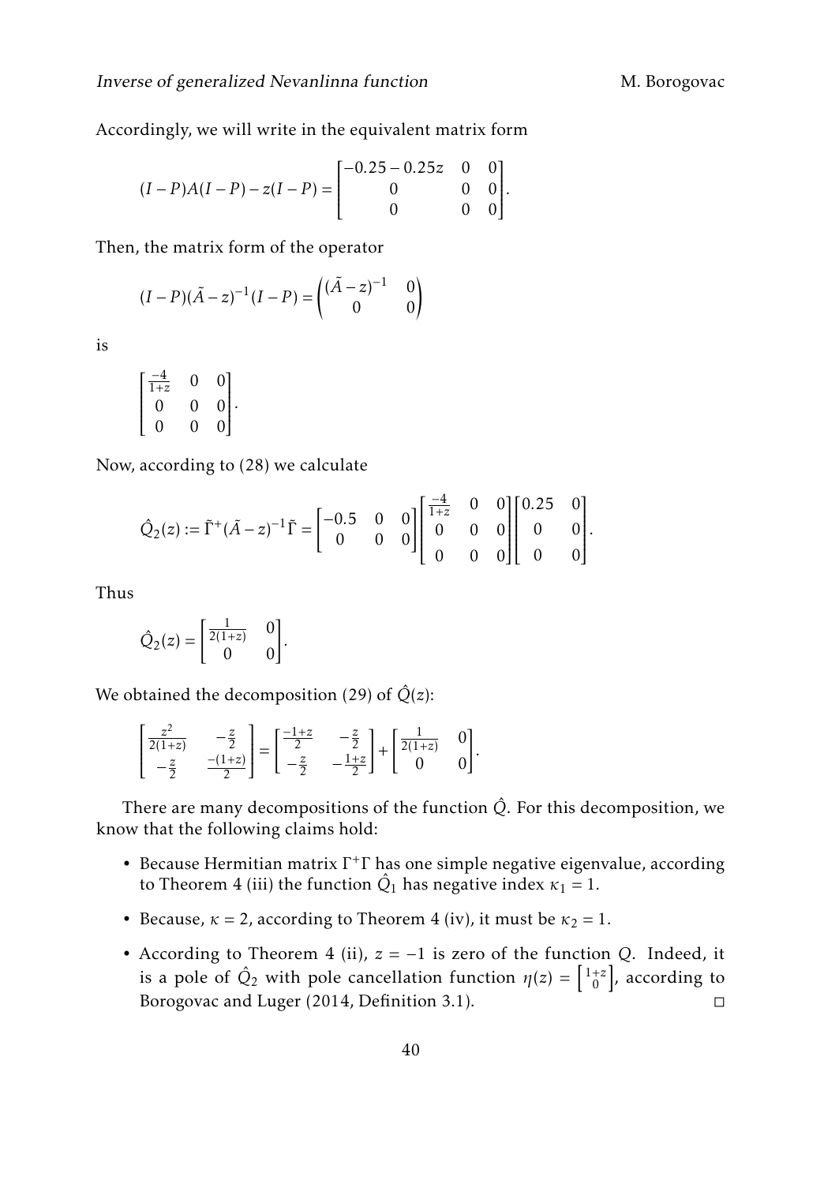Accordingly, we will write in the equivalent matrix form

$$(I-P)A(I-P)-z(I-P)=\begin{bmatrix} -0.25-0.25z & 0 & 0 \\ 0 & 0 & 0 \\ 0 & 0 & 0 \end{bmatrix}.$$

Then, the matrix form of the operator

$$(I-P)(\tilde{A}-z)^{-1}(I-P)=\begin{pmatrix} (\tilde{A}-z)^{-1} & 0 \\ 0 & 0 \end{pmatrix}$$

is

$$\begin{bmatrix} \frac{-4}{1+z} & 0 & 0 \\ 0 & 0 & 0 \\ 0 & 0 & 0 \end{bmatrix}.$$

Now, according to (28) we calculate

$$\hat{Q}_2(z):=\tilde{\Gamma}^+(\tilde{A}-z)^{-1}\tilde{\Gamma}=\begin{bmatrix} -0.5 & 0 & 0 \\ 0 & 0 & 0 \end{bmatrix}\begin{bmatrix} \frac{-4}{1+z} & 0 & 0 \\ 0 & 0 & 0 \\ 0 & 0 & 0 \end{bmatrix}\begin{bmatrix} 0.25 & 0 \\ 0 & 0 \\ 0 & 0 \end{bmatrix}.$$

Thus

$$\hat{Q}_2(z)=\begin{bmatrix} \frac{1}{2(1+z)} & 0 \\ 0 & 0 \end{bmatrix}.$$

We obtained the decomposition (29) of $\hat{Q}(z)$:

$$\begin{bmatrix} \frac{z^2}{2(1+z)} & -\frac{z}{2} \\ -\frac{z}{2} & \frac{-(1+z)}{2} \end{bmatrix}=\begin{bmatrix} \frac{-1+z}{2} & -\frac{z}{2} \\ -\frac{z}{2} & -\frac{1+z}{2} \end{bmatrix}+\begin{bmatrix} \frac{1}{2(1+z)} & 0 \\ 0 & 0 \end{bmatrix}.$$

There are many decompositions of the function $\hat{Q}$. For this decomposition, we know that the following claims hold:

- Because Hermitian matrix $\Gamma^+\Gamma$ has one simple negative eigenvalue, according to Theorem 4 (iii) the function $\hat{Q}_1$ has negative index $\kappa_1=1$.
- Because, $\kappa=2$, according to Theorem 4 (iv), it must be $\kappa_2=1$.
- According to Theorem 4 (ii), $z=-1$ is zero of the function $Q$. Indeed, it is a pole of $\hat{Q}_2$ with pole cancellation function $\eta(z)=\left[\begin{smallmatrix} 1+z \\ 0 \end{smallmatrix}\right]$, according to Borogovac and Luger (2014, Definition 3.1). □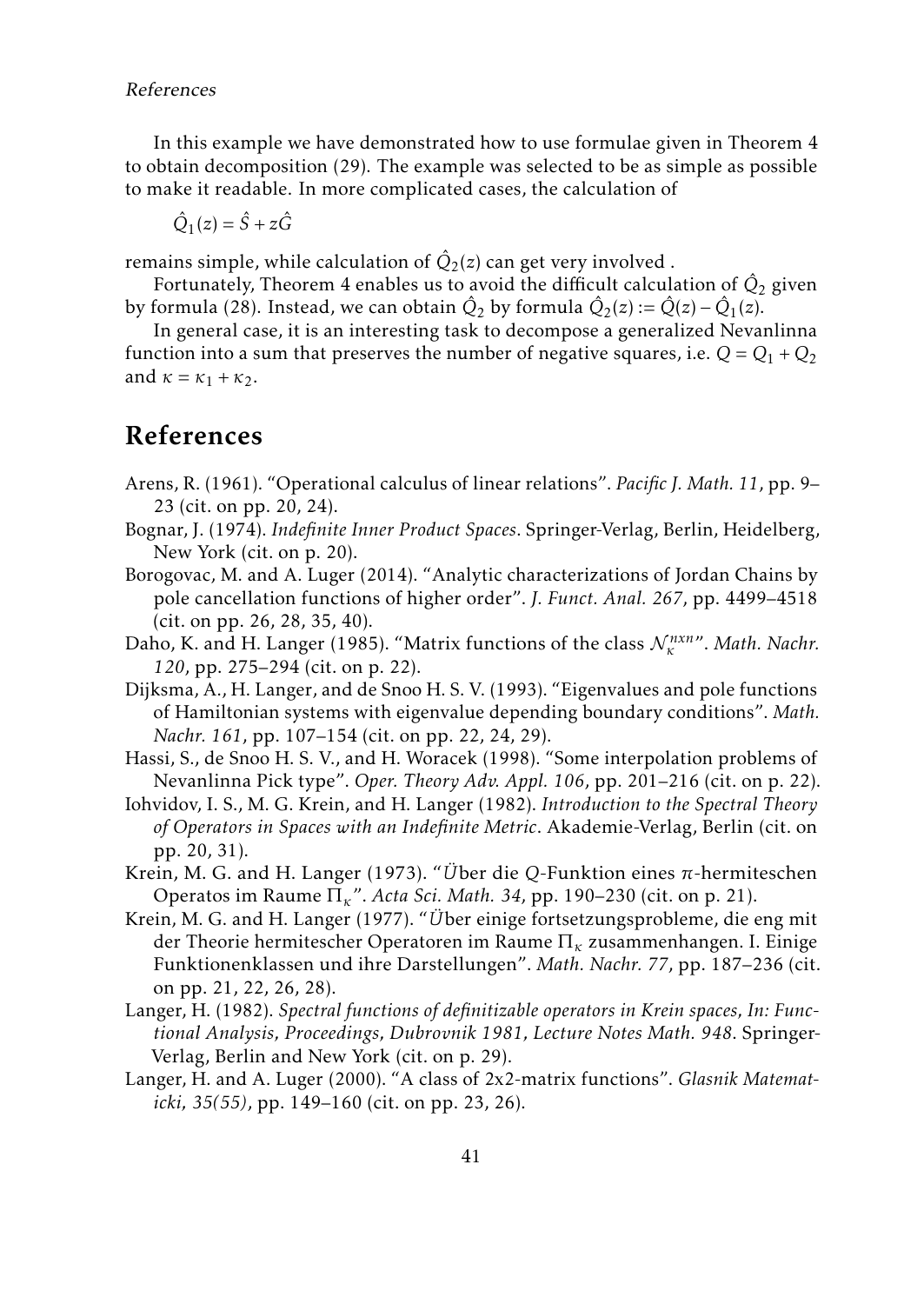In this example we have demonstrated how to use formulae given in Theorem 4 to obtain decomposition (29). The example was selected to be as simple as possible to make it readable. In more complicated cases, the calculation of

$$\hat{Q}_1(z) = \hat{S} + z\hat{G}$$

remains simple, while calculation of $\hat{Q}_2(z)$ can get very involved .

Fortunately, Theorem 4 enables us to avoid the difficult calculation of $\hat{Q}_2$ given by formula (28). Instead, we can obtain $\hat{Q}_2$ by formula $\hat{Q}_2(z) := \hat{Q}(z) - \hat{Q}_1(z)$.

In general case, it is an interesting task to decompose a generalized Nevanlinna function into a sum that preserves the number of negative squares, i.e. $Q = Q_1 + Q_2$ and $\kappa = \kappa_1 + \kappa_2$.

# References

Arens, R. (1961). "Operational calculus of linear relations". *Pacific J. Math. 11*, pp. 9–23 (cit. on pp. 20, 24).

Bognar, J. (1974). *Indefinite Inner Product Spaces*. Springer-Verlag, Berlin, Heidelberg, New York (cit. on p. 20).

Borogovac, M. and A. Luger (2014). "Analytic characterizations of Jordan Chains by pole cancellation functions of higher order". *J. Funct. Anal. 267*, pp. 4499–4518 (cit. on pp. 26, 28, 35, 40).

Daho, K. and H. Langer (1985). "Matrix functions of the class $\mathcal{N}_\kappa^{nxn}$". *Math. Nachr. 120*, pp. 275–294 (cit. on p. 22).

Dijksma, A., H. Langer, and de Snoo H. S. V. (1993). "Eigenvalues and pole functions of Hamiltonian systems with eigenvalue depending boundary conditions". *Math. Nachr. 161*, pp. 107–154 (cit. on pp. 22, 24, 29).

Hassi, S., de Snoo H. S. V., and H. Woracek (1998). "Some interpolation problems of Nevanlinna Pick type". *Oper. Theory Adv. Appl. 106*, pp. 201–216 (cit. on p. 22).

Iohvidov, I. S., M. G. Krein, and H. Langer (1982). *Introduction to the Spectral Theory of Operators in Spaces with an Indefinite Metric*. Akademie-Verlag, Berlin (cit. on pp. 20, 31).

Krein, M. G. and H. Langer (1973). "Über die $Q$-Funktion eines $\pi$-hermiteschen Operatos im Raume $\Pi_\kappa$". *Acta Sci. Math. 34*, pp. 190–230 (cit. on p. 21).

Krein, M. G. and H. Langer (1977). "Über einige fortsetzungsprobleme, die eng mit der Theorie hermitescher Operatoren im Raume $\Pi_\kappa$ zusammenhangen. I. Einige Funktionenklassen und ihre Darstellungen". *Math. Nachr. 77*, pp. 187–236 (cit. on pp. 21, 22, 26, 28).

Langer, H. (1982). *Spectral functions of definitizable operators in Krein spaces*, *In: Functional Analysis*, *Proceedings*, *Dubrovnik 1981*, *Lecture Notes Math. 948*. Springer-Verlag, Berlin and New York (cit. on p. 29).

Langer, H. and A. Luger (2000). "A class of 2x2-matrix functions". *Glasnik Matematicki*, *35(55)*, pp. 149–160 (cit. on pp. 23, 26).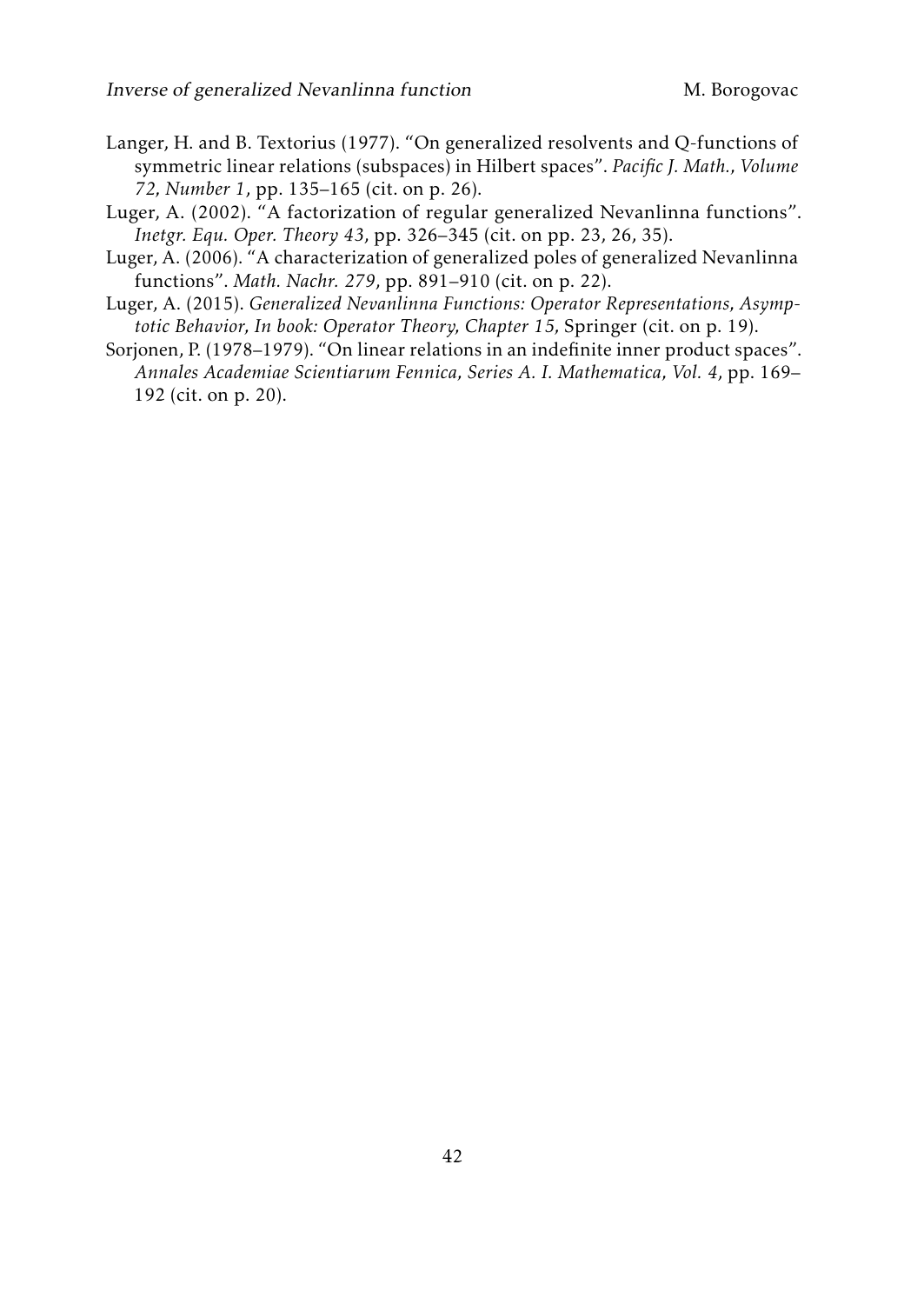Langer, H. and B. Textorius (1977). "On generalized resolvents and Q-functions of symmetric linear relations (subspaces) in Hilbert spaces". *Pacific J. Math.*, *Volume 72*, *Number 1*, pp. 135–165 (cit. on p. 26).

Luger, A. (2002). "A factorization of regular generalized Nevanlinna functions". *Inetgr. Equ. Oper. Theory 43*, pp. 326–345 (cit. on pp. 23, 26, 35).

Luger, A. (2006). "A characterization of generalized poles of generalized Nevanlinna functions". *Math. Nachr. 279*, pp. 891–910 (cit. on p. 22).

Luger, A. (2015). *Generalized Nevanlinna Functions: Operator Representations*, *Asymptotic Behavior*, *In book: Operator Theory*, *Chapter 15*, Springer (cit. on p. 19).

Sorjonen, P. (1978–1979). "On linear relations in an indefinite inner product spaces". *Annales Academiae Scientiarum Fennica*, *Series A. I. Mathematica*, *Vol. 4*, pp. 169–192 (cit. on p. 20).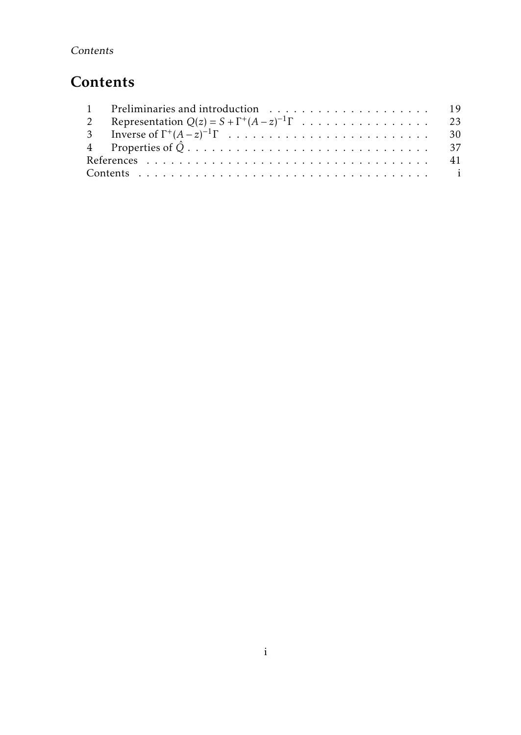# Contents

| | | |
|---|---|---|
| 1 | Preliminaries and introduction | 19 |
| 2 | Representation $Q(z) = S + \Gamma^{+}(A - z)^{-1}\Gamma$ | 23 |
| 3 | Inverse of $\Gamma^{+}(A - z)^{-1}\Gamma$ | 30 |
| 4 | Properties of $\hat{Q}$ | 37 |
| | References | 41 |
| | Contents | i |